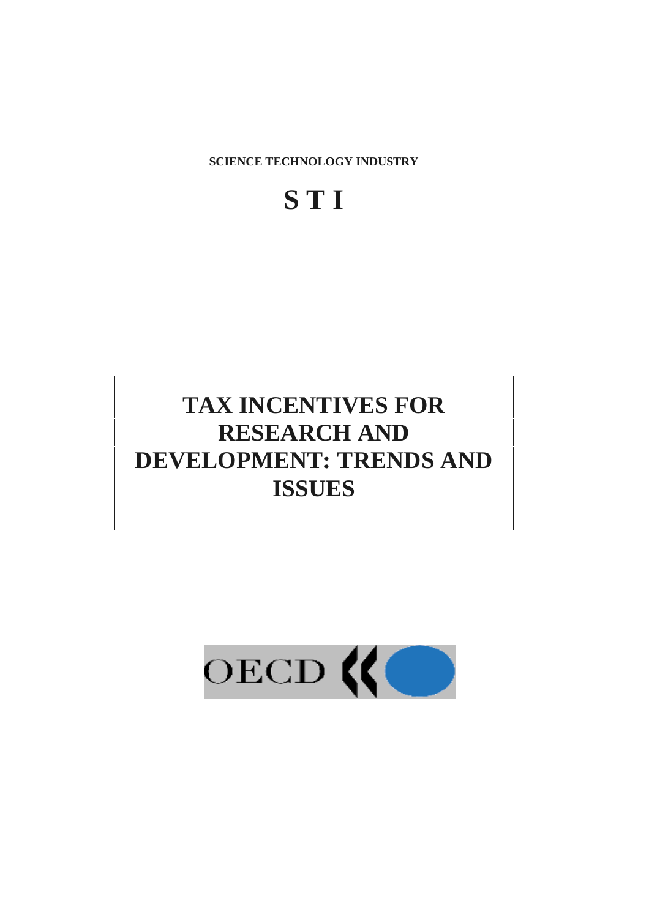**SCIENCE TECHNOLOGY INDUSTRY**

# S T I

# TAX INCENTIVES FOR RESEARCH AND DEVELOPMENT: TRENDS AND ISSUES

OECD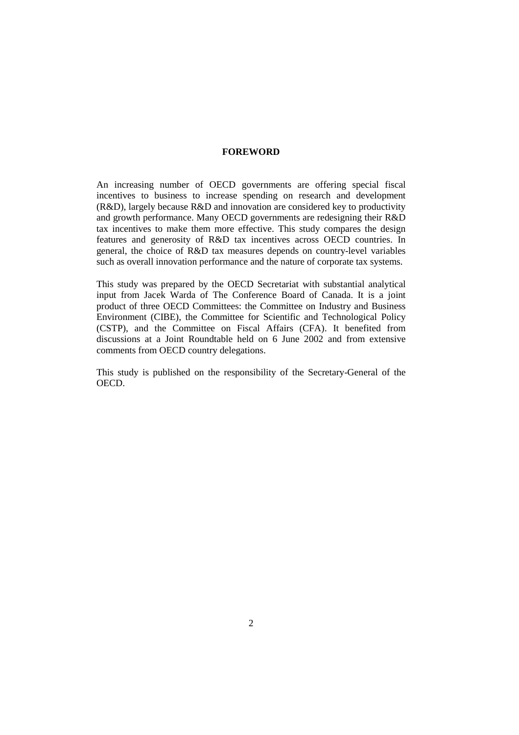## FOREWORD

An increasing number of OECD governments are offering special fiscal incentives to business to increase spending on research and development (R&D), largely because R&D and innovation are considered key to productivity and growth performance. Many OECD governments are redesigning their R&D tax incentives to make them more effective. This study compares the design features and generosity of R&D tax incentives across OECD countries. In general, the choice of R&D tax measures depends on country-level variables such as overall innovation performance and the nature of corporate tax systems.

This study was prepared by the OECD Secretariat with substantial analytical input from Jacek Warda of The Conference Board of Canada. It is a joint product of three OECD Committees: the Committee on Industry and Business Environment (CIBE), the Committee for Scientific and Technological Policy (CSTP), and the Committee on Fiscal Affairs (CFA). It benefited from discussions at a Joint Roundtable held on 6 June 2002 and from extensive comments from OECD country delegations.

This study is published on the responsibility of the Secretary-General of the OECD.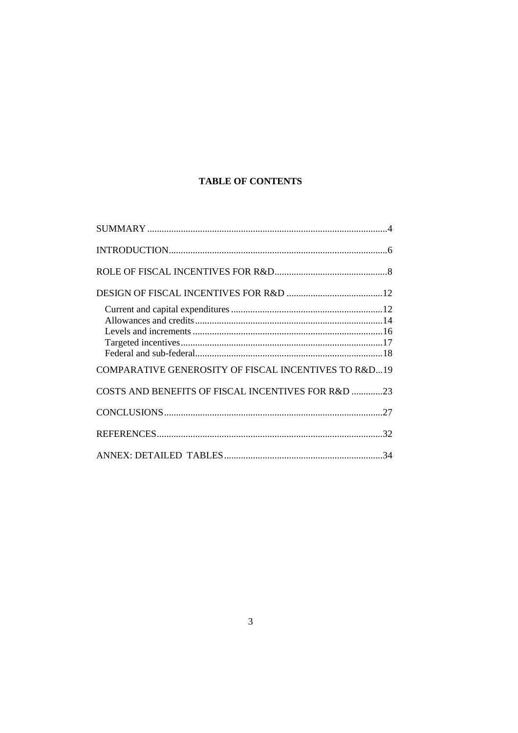# TABLE OF CONTENTS

SUMMARY ....................................................................................................4

INTRODUCTION...........................................................................................6

ROLE OF FISCAL INCENTIVES FOR R&D...............................................8

DESIGN OF FISCAL INCENTIVES FOR R&D ........................................12

- Current and capital expenditures ...............................................................12
- Allowances and credits..............................................................................14
- Levels and increments ...............................................................................16
- Targeted incentives....................................................................................17
- Federal and sub-federal..............................................................................18

COMPARATIVE GENEROSITY OF FISCAL INCENTIVES TO R&D...19

COSTS AND BENEFITS OF FISCAL INCENTIVES FOR R&D .............23

CONCLUSIONS...........................................................................................27

REFERENCES..............................................................................................32

ANNEX: DETAILED TABLES..................................................................34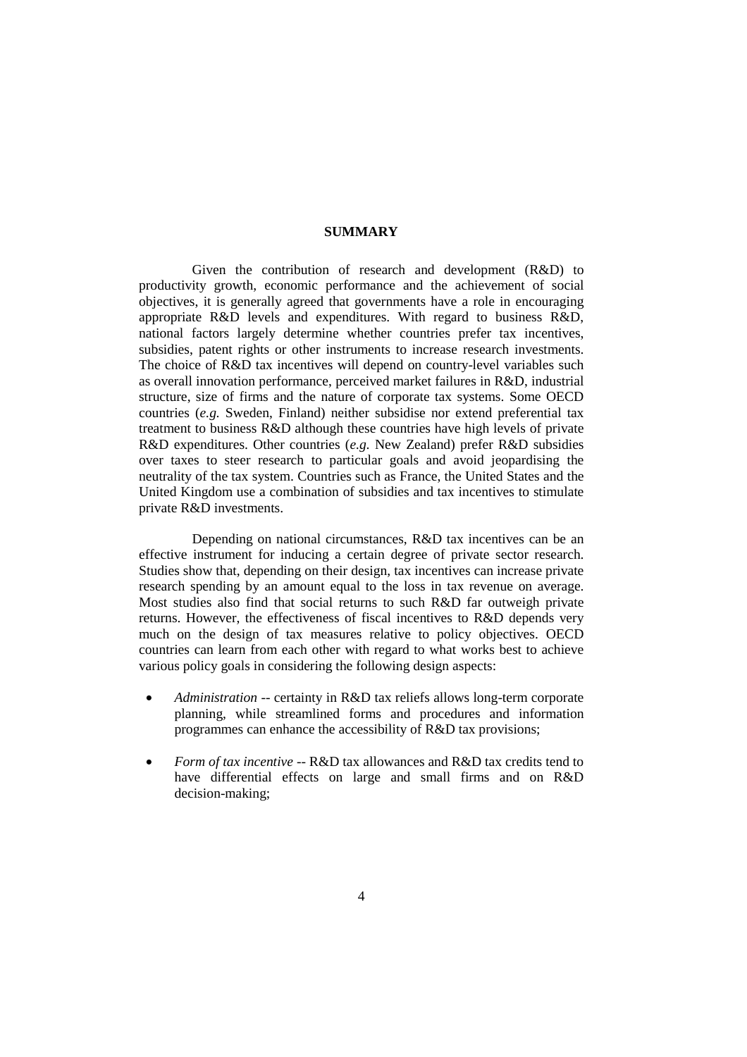## SUMMARY

Given the contribution of research and development (R&D) to productivity growth, economic performance and the achievement of social objectives, it is generally agreed that governments have a role in encouraging appropriate R&D levels and expenditures. With regard to business R&D, national factors largely determine whether countries prefer tax incentives, subsidies, patent rights or other instruments to increase research investments. The choice of R&D tax incentives will depend on country-level variables such as overall innovation performance, perceived market failures in R&D, industrial structure, size of firms and the nature of corporate tax systems. Some OECD countries (*e.g.* Sweden, Finland) neither subsidise nor extend preferential tax treatment to business R&D although these countries have high levels of private R&D expenditures. Other countries (*e.g.* New Zealand) prefer R&D subsidies over taxes to steer research to particular goals and avoid jeopardising the neutrality of the tax system. Countries such as France, the United States and the United Kingdom use a combination of subsidies and tax incentives to stimulate private R&D investments.

Depending on national circumstances, R&D tax incentives can be an effective instrument for inducing a certain degree of private sector research. Studies show that, depending on their design, tax incentives can increase private research spending by an amount equal to the loss in tax revenue on average. Most studies also find that social returns to such R&D far outweigh private returns. However, the effectiveness of fiscal incentives to R&D depends very much on the design of tax measures relative to policy objectives. OECD countries can learn from each other with regard to what works best to achieve various policy goals in considering the following design aspects:

- *Administration* -- certainty in R&D tax reliefs allows long-term corporate planning, while streamlined forms and procedures and information programmes can enhance the accessibility of R&D tax provisions;

- *Form of tax incentive* -- R&D tax allowances and R&D tax credits tend to have differential effects on large and small firms and on R&D decision-making;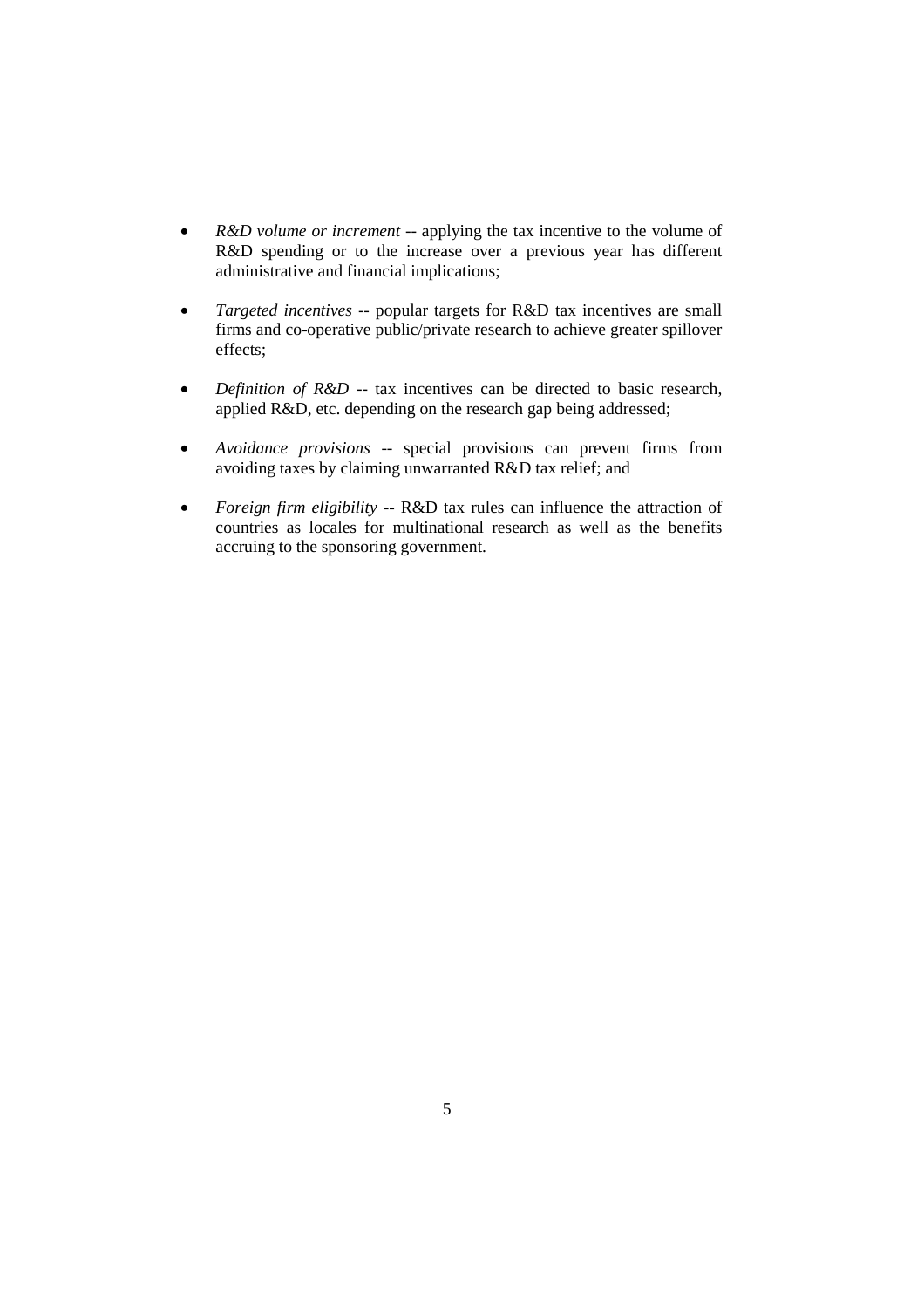- *R&D volume or increment* -- applying the tax incentive to the volume of R&D spending or to the increase over a previous year has different administrative and financial implications;

- *Targeted incentives* -- popular targets for R&D tax incentives are small firms and co-operative public/private research to achieve greater spillover effects;

- *Definition of R&D* -- tax incentives can be directed to basic research, applied R&D, etc. depending on the research gap being addressed;

- *Avoidance provisions* -- special provisions can prevent firms from avoiding taxes by claiming unwarranted R&D tax relief; and

- *Foreign firm eligibility* -- R&D tax rules can influence the attraction of countries as locales for multinational research as well as the benefits accruing to the sponsoring government.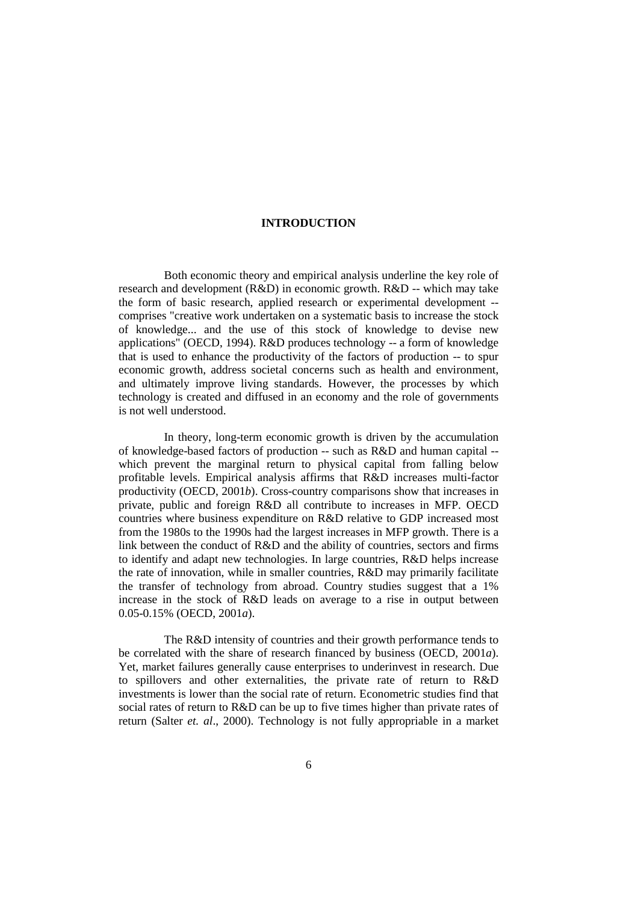# INTRODUCTION

Both economic theory and empirical analysis underline the key role of research and development (R&D) in economic growth. R&D -- which may take the form of basic research, applied research or experimental development -- comprises "creative work undertaken on a systematic basis to increase the stock of knowledge... and the use of this stock of knowledge to devise new applications" (OECD, 1994). R&D produces technology -- a form of knowledge that is used to enhance the productivity of the factors of production -- to spur economic growth, address societal concerns such as health and environment, and ultimately improve living standards. However, the processes by which technology is created and diffused in an economy and the role of governments is not well understood.

In theory, long-term economic growth is driven by the accumulation of knowledge-based factors of production -- such as R&D and human capital -- which prevent the marginal return to physical capital from falling below profitable levels. Empirical analysis affirms that R&D increases multi-factor productivity (OECD, 2001*b*). Cross-country comparisons show that increases in private, public and foreign R&D all contribute to increases in MFP. OECD countries where business expenditure on R&D relative to GDP increased most from the 1980s to the 1990s had the largest increases in MFP growth. There is a link between the conduct of R&D and the ability of countries, sectors and firms to identify and adapt new technologies. In large countries, R&D helps increase the rate of innovation, while in smaller countries, R&D may primarily facilitate the transfer of technology from abroad. Country studies suggest that a 1% increase in the stock of R&D leads on average to a rise in output between 0.05-0.15% (OECD, 2001*a*).

The R&D intensity of countries and their growth performance tends to be correlated with the share of research financed by business (OECD, 2001*a*). Yet, market failures generally cause enterprises to underinvest in research. Due to spillovers and other externalities, the private rate of return to R&D investments is lower than the social rate of return. Econometric studies find that social rates of return to R&D can be up to five times higher than private rates of return (Salter *et. al*., 2000). Technology is not fully appropriable in a market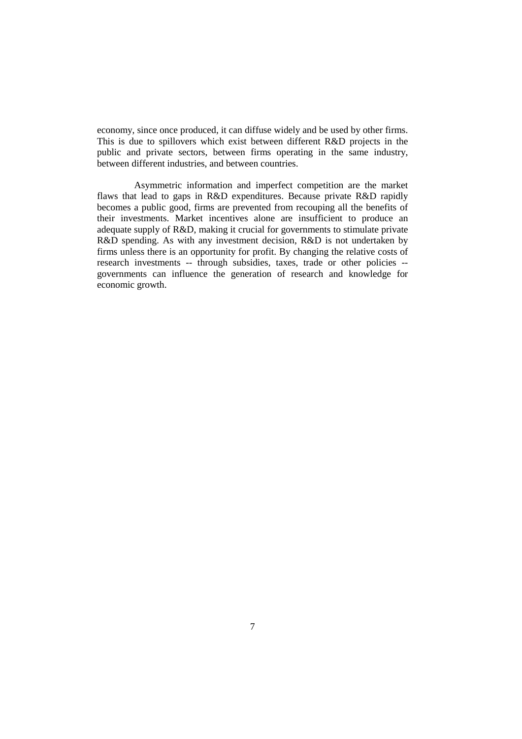economy, since once produced, it can diffuse widely and be used by other firms. This is due to spillovers which exist between different R&D projects in the public and private sectors, between firms operating in the same industry, between different industries, and between countries.

Asymmetric information and imperfect competition are the market flaws that lead to gaps in R&D expenditures. Because private R&D rapidly becomes a public good, firms are prevented from recouping all the benefits of their investments. Market incentives alone are insufficient to produce an adequate supply of R&D, making it crucial for governments to stimulate private R&D spending. As with any investment decision, R&D is not undertaken by firms unless there is an opportunity for profit. By changing the relative costs of research investments -- through subsidies, taxes, trade or other policies -- governments can influence the generation of research and knowledge for economic growth.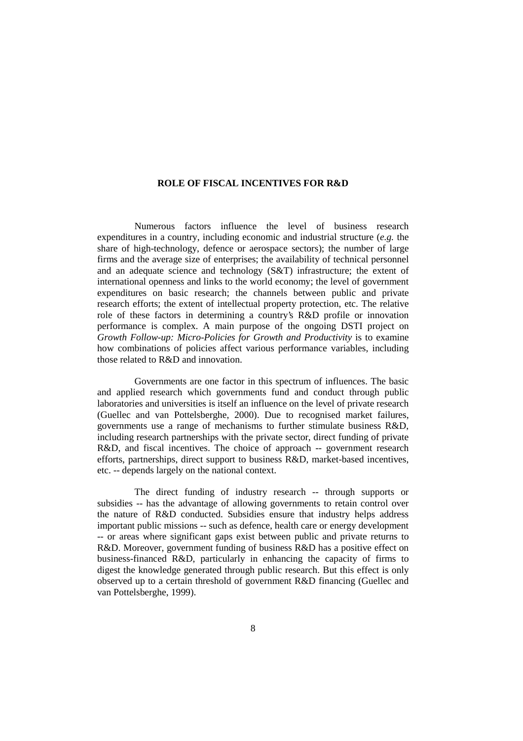## ROLE OF FISCAL INCENTIVES FOR R&D

Numerous factors influence the level of business research expenditures in a country, including economic and industrial structure (*e.g.* the share of high-technology, defence or aerospace sectors); the number of large firms and the average size of enterprises; the availability of technical personnel and an adequate science and technology (S&T) infrastructure; the extent of international openness and links to the world economy; the level of government expenditures on basic research; the channels between public and private research efforts; the extent of intellectual property protection, etc. The relative role of these factors in determining a country's R&D profile or innovation performance is complex. A main purpose of the ongoing DSTI project on *Growth Follow-up: Micro-Policies for Growth and Productivity* is to examine how combinations of policies affect various performance variables, including those related to R&D and innovation.

Governments are one factor in this spectrum of influences. The basic and applied research which governments fund and conduct through public laboratories and universities is itself an influence on the level of private research (Guellec and van Pottelsberghe, 2000). Due to recognised market failures, governments use a range of mechanisms to further stimulate business R&D, including research partnerships with the private sector, direct funding of private R&D, and fiscal incentives. The choice of approach -- government research efforts, partnerships, direct support to business R&D, market-based incentives, etc. -- depends largely on the national context.

The direct funding of industry research -- through supports or subsidies -- has the advantage of allowing governments to retain control over the nature of R&D conducted. Subsidies ensure that industry helps address important public missions -- such as defence, health care or energy development -- or areas where significant gaps exist between public and private returns to R&D. Moreover, government funding of business R&D has a positive effect on business-financed R&D, particularly in enhancing the capacity of firms to digest the knowledge generated through public research. But this effect is only observed up to a certain threshold of government R&D financing (Guellec and van Pottelsberghe, 1999).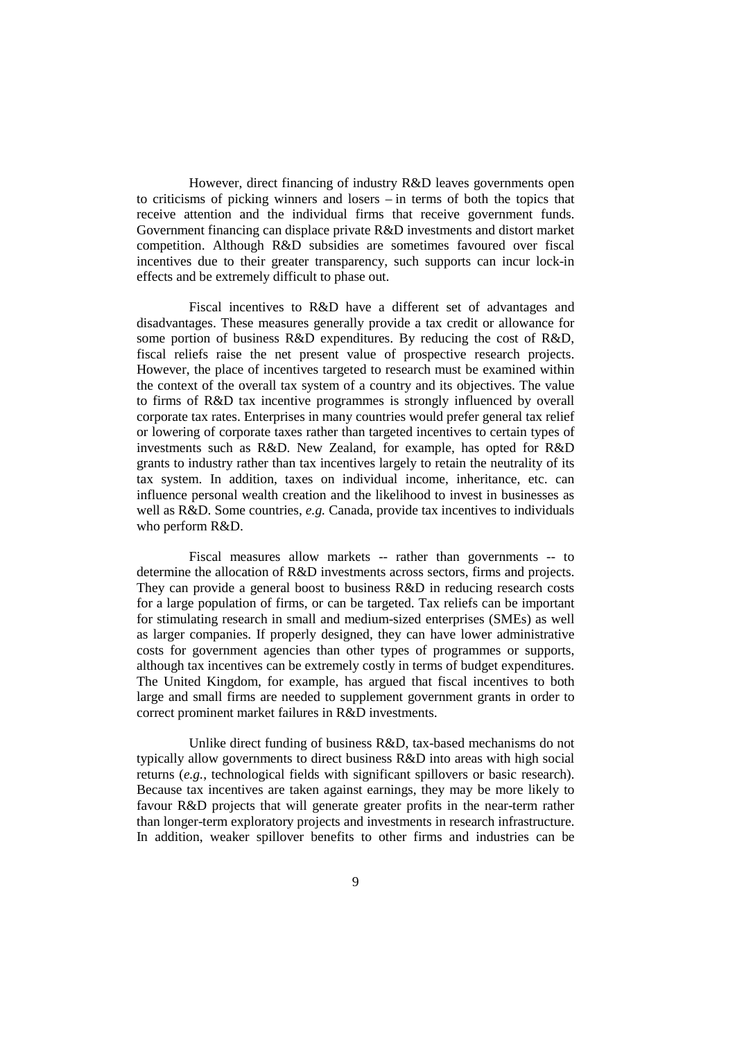However, direct financing of industry R&D leaves governments open to criticisms of picking winners and losers – in terms of both the topics that receive attention and the individual firms that receive government funds. Government financing can displace private R&D investments and distort market competition. Although R&D subsidies are sometimes favoured over fiscal incentives due to their greater transparency, such supports can incur lock-in effects and be extremely difficult to phase out.

Fiscal incentives to R&D have a different set of advantages and disadvantages. These measures generally provide a tax credit or allowance for some portion of business R&D expenditures. By reducing the cost of R&D, fiscal reliefs raise the net present value of prospective research projects. However, the place of incentives targeted to research must be examined within the context of the overall tax system of a country and its objectives. The value to firms of R&D tax incentive programmes is strongly influenced by overall corporate tax rates. Enterprises in many countries would prefer general tax relief or lowering of corporate taxes rather than targeted incentives to certain types of investments such as R&D. New Zealand, for example, has opted for R&D grants to industry rather than tax incentives largely to retain the neutrality of its tax system. In addition, taxes on individual income, inheritance, etc. can influence personal wealth creation and the likelihood to invest in businesses as well as R&D. Some countries, *e.g.* Canada, provide tax incentives to individuals who perform R&D.

Fiscal measures allow markets -- rather than governments -- to determine the allocation of R&D investments across sectors, firms and projects. They can provide a general boost to business R&D in reducing research costs for a large population of firms, or can be targeted. Tax reliefs can be important for stimulating research in small and medium-sized enterprises (SMEs) as well as larger companies. If properly designed, they can have lower administrative costs for government agencies than other types of programmes or supports, although tax incentives can be extremely costly in terms of budget expenditures. The United Kingdom, for example, has argued that fiscal incentives to both large and small firms are needed to supplement government grants in order to correct prominent market failures in R&D investments.

Unlike direct funding of business R&D, tax-based mechanisms do not typically allow governments to direct business R&D into areas with high social returns (*e.g.*, technological fields with significant spillovers or basic research). Because tax incentives are taken against earnings, they may be more likely to favour R&D projects that will generate greater profits in the near-term rather than longer-term exploratory projects and investments in research infrastructure. In addition, weaker spillover benefits to other firms and industries can be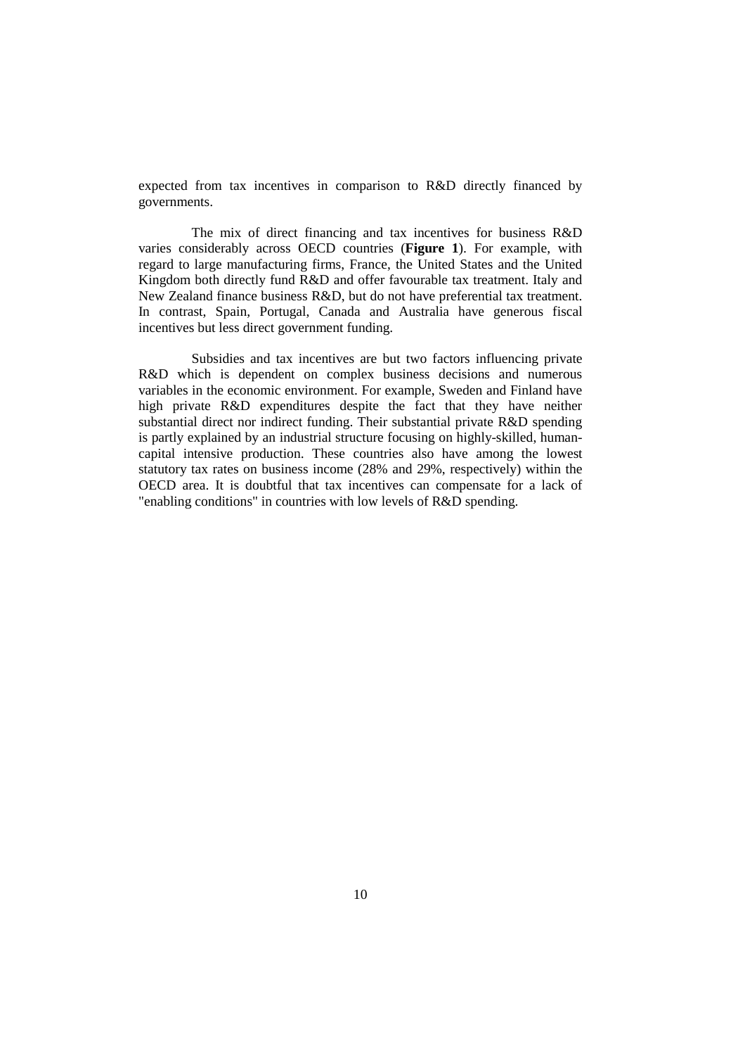expected from tax incentives in comparison to R&D directly financed by governments.

The mix of direct financing and tax incentives for business R&D varies considerably across OECD countries (**Figure 1**). For example, with regard to large manufacturing firms, France, the United States and the United Kingdom both directly fund R&D and offer favourable tax treatment. Italy and New Zealand finance business R&D, but do not have preferential tax treatment. In contrast, Spain, Portugal, Canada and Australia have generous fiscal incentives but less direct government funding.

Subsidies and tax incentives are but two factors influencing private R&D which is dependent on complex business decisions and numerous variables in the economic environment. For example, Sweden and Finland have high private R&D expenditures despite the fact that they have neither substantial direct nor indirect funding. Their substantial private R&D spending is partly explained by an industrial structure focusing on highly-skilled, human-capital intensive production. These countries also have among the lowest statutory tax rates on business income (28% and 29%, respectively) within the OECD area. It is doubtful that tax incentives can compensate for a lack of "enabling conditions" in countries with low levels of R&D spending.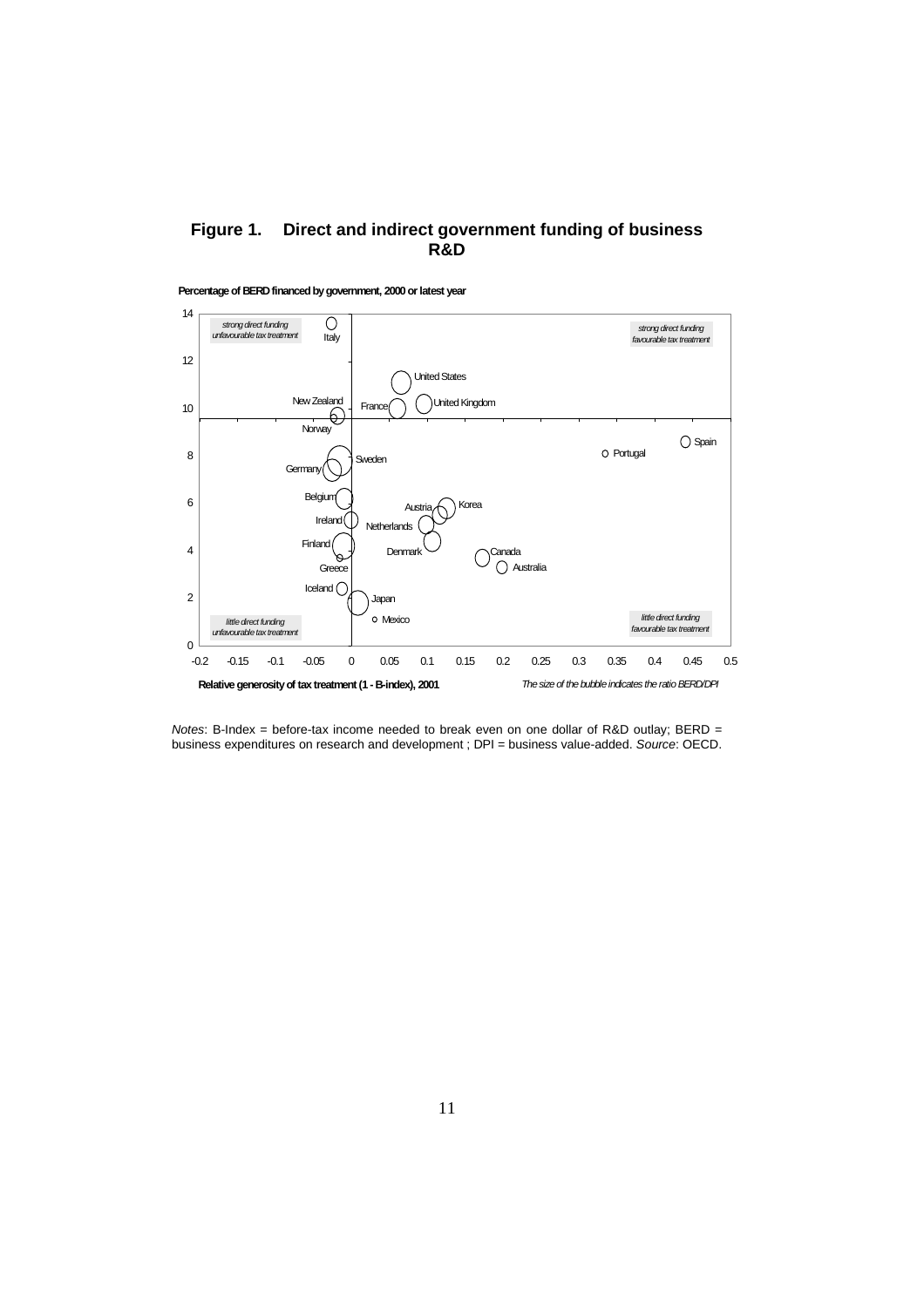**Figure 1. Direct and indirect government funding of business R&D**

Percentage of BERD financed by government, 2000 or latest year

strong direct funding unfavourable tax treatment

strong direct funding favourable tax treatment

little direct funding unfavourable tax treatment

little direct funding favourable tax treatment

Italy, United States, New Zealand, France, United Kingdom, Norway, Spain, Portugal, Sweden, Germany, Belgium, Korea, Austria, Ireland, Netherlands, Finland, Denmark, Canada, Greece, Australia, Iceland, Japan, Mexico

Relative generosity of tax treatment (1 - B-index), 2001

*The size of the bubble indicates the ratio BERD/DPI*

*Notes*: B-Index = before-tax income needed to break even on one dollar of R&D outlay; BERD = business expenditures on research and development ; DPI = business value-added. *Source*: OECD.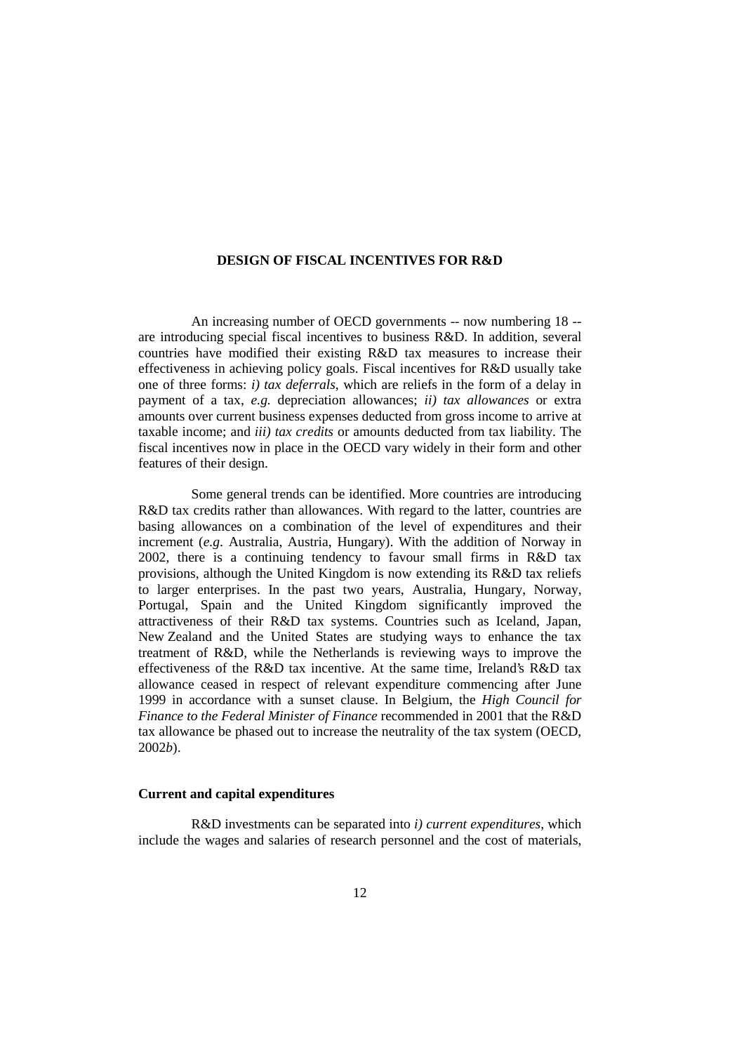## DESIGN OF FISCAL INCENTIVES FOR R&D

An increasing number of OECD governments -- now numbering 18 -- are introducing special fiscal incentives to business R&D. In addition, several countries have modified their existing R&D tax measures to increase their effectiveness in achieving policy goals. Fiscal incentives for R&D usually take one of three forms: *i) tax deferrals*, which are reliefs in the form of a delay in payment of a tax, *e.g.* depreciation allowances; *ii) tax allowances* or extra amounts over current business expenses deducted from gross income to arrive at taxable income; and *iii) tax credits* or amounts deducted from tax liability. The fiscal incentives now in place in the OECD vary widely in their form and other features of their design.

Some general trends can be identified. More countries are introducing R&D tax credits rather than allowances. With regard to the latter, countries are basing allowances on a combination of the level of expenditures and their increment (*e.g*. Australia, Austria, Hungary). With the addition of Norway in 2002, there is a continuing tendency to favour small firms in R&D tax provisions, although the United Kingdom is now extending its R&D tax reliefs to larger enterprises. In the past two years, Australia, Hungary, Norway, Portugal, Spain and the United Kingdom significantly improved the attractiveness of their R&D tax systems. Countries such as Iceland, Japan, New Zealand and the United States are studying ways to enhance the tax treatment of R&D, while the Netherlands is reviewing ways to improve the effectiveness of the R&D tax incentive. At the same time, Ireland's R&D tax allowance ceased in respect of relevant expenditure commencing after June 1999 in accordance with a sunset clause. In Belgium, the *High Council for Finance to the Federal Minister of Finance* recommended in 2001 that the R&D tax allowance be phased out to increase the neutrality of the tax system (OECD, 2002*b*).

### Current and capital expenditures

R&D investments can be separated into *i) current expenditures*, which include the wages and salaries of research personnel and the cost of materials,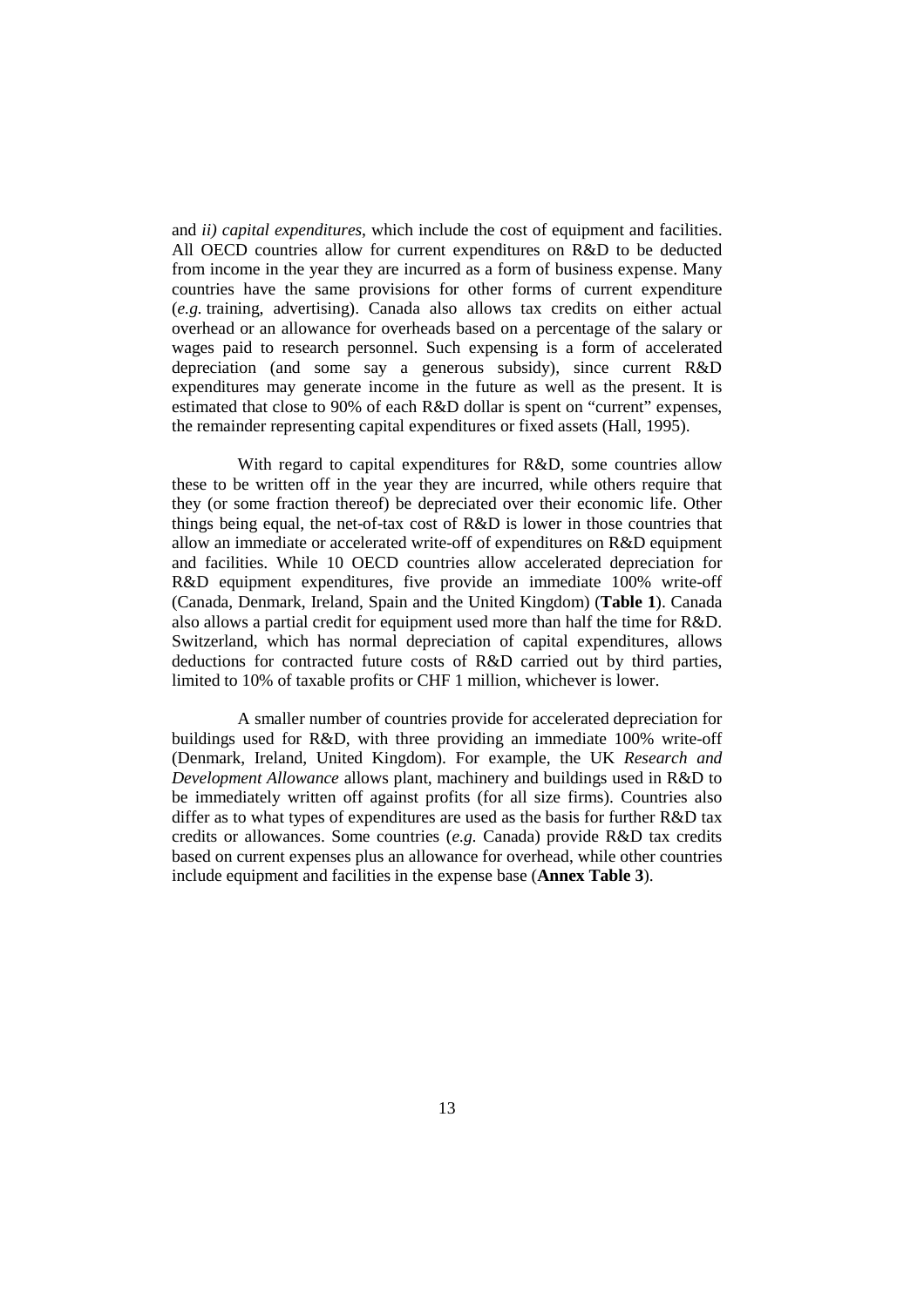and *ii) capital expenditures*, which include the cost of equipment and facilities. All OECD countries allow for current expenditures on R&D to be deducted from income in the year they are incurred as a form of business expense. Many countries have the same provisions for other forms of current expenditure (*e.g.* training, advertising). Canada also allows tax credits on either actual overhead or an allowance for overheads based on a percentage of the salary or wages paid to research personnel. Such expensing is a form of accelerated depreciation (and some say a generous subsidy), since current R&D expenditures may generate income in the future as well as the present. It is estimated that close to 90% of each R&D dollar is spent on "current" expenses, the remainder representing capital expenditures or fixed assets (Hall, 1995).

With regard to capital expenditures for R&D, some countries allow these to be written off in the year they are incurred, while others require that they (or some fraction thereof) be depreciated over their economic life. Other things being equal, the net-of-tax cost of R&D is lower in those countries that allow an immediate or accelerated write-off of expenditures on R&D equipment and facilities. While 10 OECD countries allow accelerated depreciation for R&D equipment expenditures, five provide an immediate 100% write-off (Canada, Denmark, Ireland, Spain and the United Kingdom) (**Table 1**). Canada also allows a partial credit for equipment used more than half the time for R&D. Switzerland, which has normal depreciation of capital expenditures, allows deductions for contracted future costs of R&D carried out by third parties, limited to 10% of taxable profits or CHF 1 million, whichever is lower.

A smaller number of countries provide for accelerated depreciation for buildings used for R&D, with three providing an immediate 100% write-off (Denmark, Ireland, United Kingdom). For example, the UK *Research and Development Allowance* allows plant, machinery and buildings used in R&D to be immediately written off against profits (for all size firms). Countries also differ as to what types of expenditures are used as the basis for further R&D tax credits or allowances. Some countries (*e.g.* Canada) provide R&D tax credits based on current expenses plus an allowance for overhead, while other countries include equipment and facilities in the expense base (**Annex Table 3**).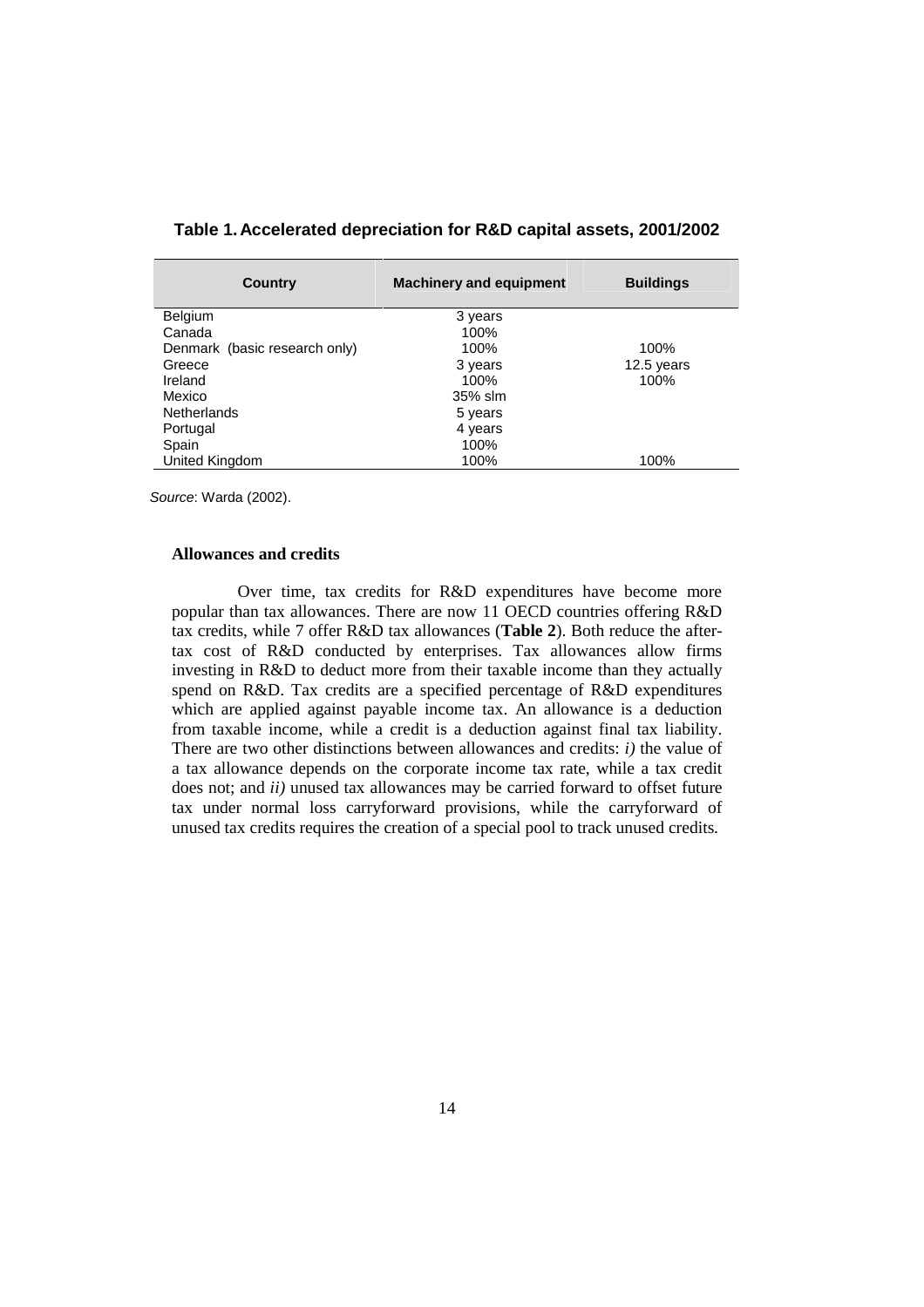**Table 1. Accelerated depreciation for R&D capital assets, 2001/2002**

| Country | Machinery and equipment | Buildings |
|---|---|---|
| Belgium | 3 years | |
| Canada | 100% | |
| Denmark (basic research only) | 100% | 100% |
| Greece | 3 years | 12.5 years |
| Ireland | 100% | 100% |
| Mexico | 35% slm | |
| Netherlands | 5 years | |
| Portugal | 4 years | |
| Spain | 100% | |
| United Kingdom | 100% | 100% |

*Source*: Warda (2002).

**Allowances and credits**

Over time, tax credits for R&D expenditures have become more popular than tax allowances. There are now 11 OECD countries offering R&D tax credits, while 7 offer R&D tax allowances (**Table 2**). Both reduce the after-tax cost of R&D conducted by enterprises. Tax allowances allow firms investing in R&D to deduct more from their taxable income than they actually spend on R&D. Tax credits are a specified percentage of R&D expenditures which are applied against payable income tax. An allowance is a deduction from taxable income, while a credit is a deduction against final tax liability. There are two other distinctions between allowances and credits: *i)* the value of a tax allowance depends on the corporate income tax rate, while a tax credit does not; and *ii)* unused tax allowances may be carried forward to offset future tax under normal loss carryforward provisions, while the carryforward of unused tax credits requires the creation of a special pool to track unused credits.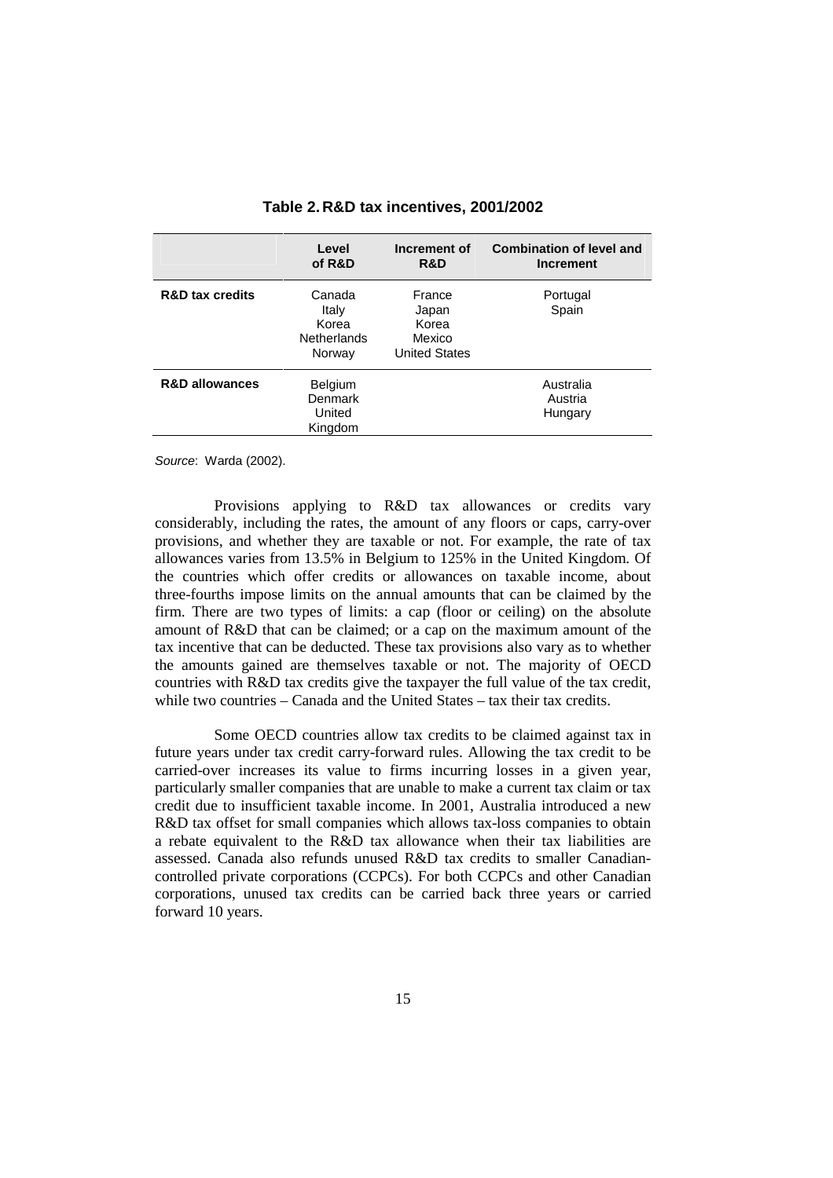**Table 2. R&D tax incentives, 2001/2002**

| | Level of R&D | Increment of R&D | Combination of level and Increment |
|---|---|---|---|
| **R&D tax credits** | Canada<br>Italy<br>Korea<br>Netherlands<br>Norway | France<br>Japan<br>Korea<br>Mexico<br>United States | Portugal<br>Spain |
| **R&D allowances** | Belgium<br>Denmark<br>United Kingdom | | Australia<br>Austria<br>Hungary |

*Source*: Warda (2002).

Provisions applying to R&D tax allowances or credits vary considerably, including the rates, the amount of any floors or caps, carry-over provisions, and whether they are taxable or not. For example, the rate of tax allowances varies from 13.5% in Belgium to 125% in the United Kingdom. Of the countries which offer credits or allowances on taxable income, about three-fourths impose limits on the annual amounts that can be claimed by the firm. There are two types of limits: a cap (floor or ceiling) on the absolute amount of R&D that can be claimed; or a cap on the maximum amount of the tax incentive that can be deducted. These tax provisions also vary as to whether the amounts gained are themselves taxable or not. The majority of OECD countries with R&D tax credits give the taxpayer the full value of the tax credit, while two countries – Canada and the United States – tax their tax credits.

Some OECD countries allow tax credits to be claimed against tax in future years under tax credit carry-forward rules. Allowing the tax credit to be carried-over increases its value to firms incurring losses in a given year, particularly smaller companies that are unable to make a current tax claim or tax credit due to insufficient taxable income. In 2001, Australia introduced a new R&D tax offset for small companies which allows tax-loss companies to obtain a rebate equivalent to the R&D tax allowance when their tax liabilities are assessed. Canada also refunds unused R&D tax credits to smaller Canadian-controlled private corporations (CCPCs). For both CCPCs and other Canadian corporations, unused tax credits can be carried back three years or carried forward 10 years.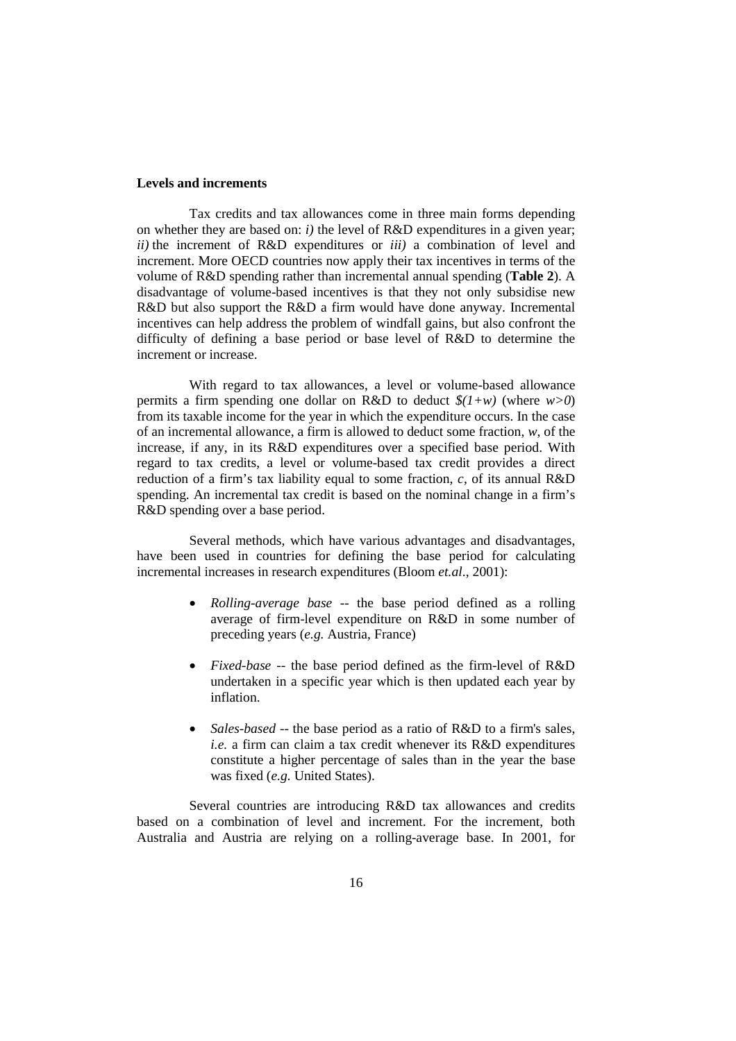**Levels and increments**

Tax credits and tax allowances come in three main forms depending on whether they are based on: *i)* the level of R&D expenditures in a given year; *ii)* the increment of R&D expenditures or *iii)* a combination of level and increment. More OECD countries now apply their tax incentives in terms of the volume of R&D spending rather than incremental annual spending (**Table 2**). A disadvantage of volume-based incentives is that they not only subsidise new R&D but also support the R&D a firm would have done anyway. Incremental incentives can help address the problem of windfall gains, but also confront the difficulty of defining a base period or base level of R&D to determine the increment or increase.

With regard to tax allowances, a level or volume-based allowance permits a firm spending one dollar on R&D to deduct $\$(1+w)$ (where $w>0$) from its taxable income for the year in which the expenditure occurs. In the case of an incremental allowance, a firm is allowed to deduct some fraction, $w$, of the increase, if any, in its R&D expenditures over a specified base period. With regard to tax credits, a level or volume-based tax credit provides a direct reduction of a firm's tax liability equal to some fraction, $c$, of its annual R&D spending. An incremental tax credit is based on the nominal change in a firm's R&D spending over a base period.

Several methods, which have various advantages and disadvantages, have been used in countries for defining the base period for calculating incremental increases in research expenditures (Bloom *et.al*., 2001):

- *Rolling-average base* -- the base period defined as a rolling average of firm-level expenditure on R&D in some number of preceding years (*e.g.* Austria, France)
- *Fixed-base* -- the base period defined as the firm-level of R&D undertaken in a specific year which is then updated each year by inflation.
- *Sales-based* -- the base period as a ratio of R&D to a firm's sales, *i.e.* a firm can claim a tax credit whenever its R&D expenditures constitute a higher percentage of sales than in the year the base was fixed (*e.g.* United States).

Several countries are introducing R&D tax allowances and credits based on a combination of level and increment. For the increment, both Australia and Austria are relying on a rolling-average base. In 2001, for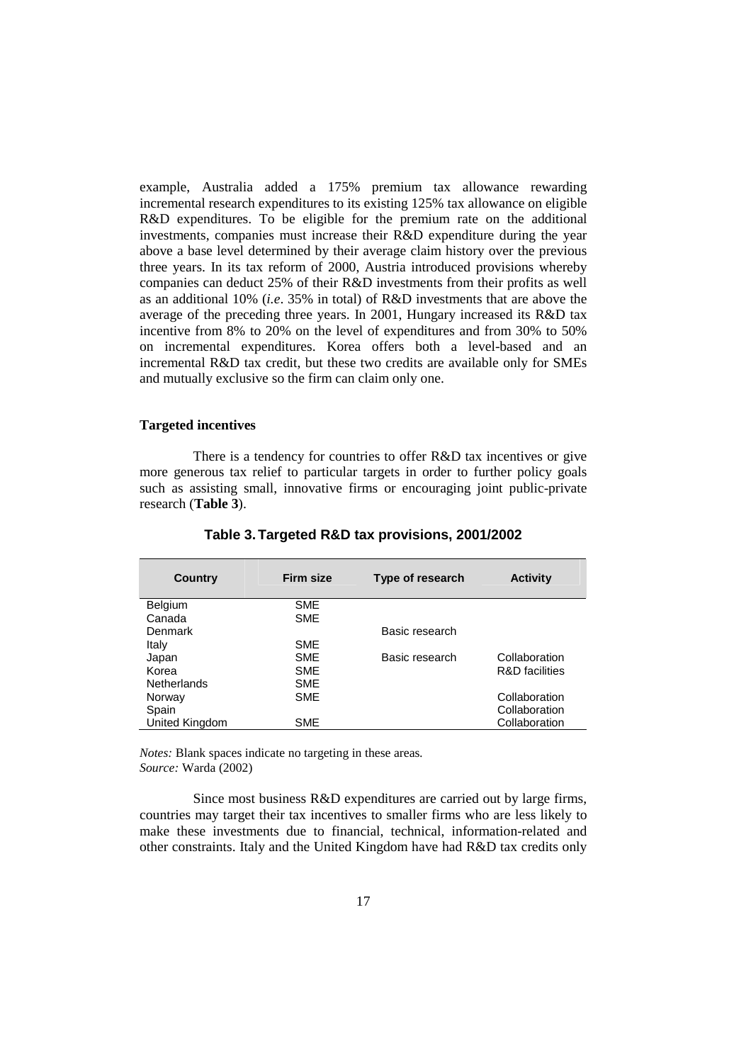example, Australia added a 175% premium tax allowance rewarding incremental research expenditures to its existing 125% tax allowance on eligible R&D expenditures. To be eligible for the premium rate on the additional investments, companies must increase their R&D expenditure during the year above a base level determined by their average claim history over the previous three years. In its tax reform of 2000, Austria introduced provisions whereby companies can deduct 25% of their R&D investments from their profits as well as an additional 10% (*i.e*. 35% in total) of R&D investments that are above the average of the preceding three years. In 2001, Hungary increased its R&D tax incentive from 8% to 20% on the level of expenditures and from 30% to 50% on incremental expenditures. Korea offers both a level-based and an incremental R&D tax credit, but these two credits are available only for SMEs and mutually exclusive so the firm can claim only one.

**Targeted incentives**

There is a tendency for countries to offer R&D tax incentives or give more generous tax relief to particular targets in order to further policy goals such as assisting small, innovative firms or encouraging joint public-private research (**Table 3**).

**Table 3. Targeted R&D tax provisions, 2001/2002**

| Country | Firm size | Type of research | Activity |
|---|---|---|---|
| Belgium | SME | | |
| Canada | SME | | |
| Denmark | | Basic research | |
| Italy | SME | | |
| Japan | SME | Basic research | Collaboration |
| Korea | SME | | R&D facilities |
| Netherlands | SME | | |
| Norway | SME | | Collaboration |
| Spain | | | Collaboration |
| United Kingdom | SME | | Collaboration |

*Notes:* Blank spaces indicate no targeting in these areas.
*Source:* Warda (2002)

Since most business R&D expenditures are carried out by large firms, countries may target their tax incentives to smaller firms who are less likely to make these investments due to financial, technical, information-related and other constraints. Italy and the United Kingdom have had R&D tax credits only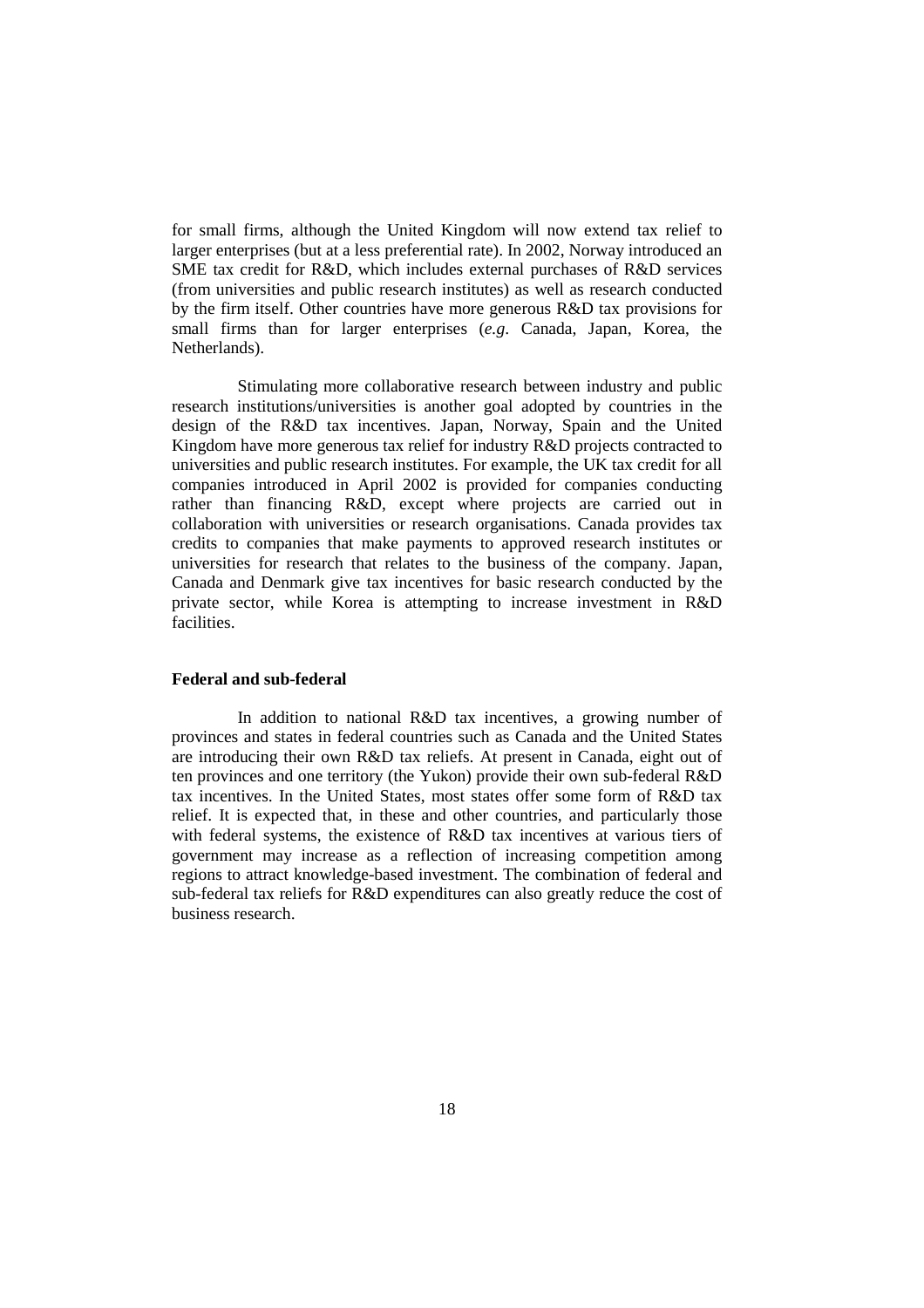for small firms, although the United Kingdom will now extend tax relief to larger enterprises (but at a less preferential rate). In 2002, Norway introduced an SME tax credit for R&D, which includes external purchases of R&D services (from universities and public research institutes) as well as research conducted by the firm itself. Other countries have more generous R&D tax provisions for small firms than for larger enterprises (*e.g*. Canada, Japan, Korea, the Netherlands).

Stimulating more collaborative research between industry and public research institutions/universities is another goal adopted by countries in the design of the R&D tax incentives. Japan, Norway, Spain and the United Kingdom have more generous tax relief for industry R&D projects contracted to universities and public research institutes. For example, the UK tax credit for all companies introduced in April 2002 is provided for companies conducting rather than financing R&D, except where projects are carried out in collaboration with universities or research organisations. Canada provides tax credits to companies that make payments to approved research institutes or universities for research that relates to the business of the company. Japan, Canada and Denmark give tax incentives for basic research conducted by the private sector, while Korea is attempting to increase investment in R&D facilities.

**Federal and sub-federal**

In addition to national R&D tax incentives, a growing number of provinces and states in federal countries such as Canada and the United States are introducing their own R&D tax reliefs. At present in Canada, eight out of ten provinces and one territory (the Yukon) provide their own sub-federal R&D tax incentives. In the United States, most states offer some form of R&D tax relief. It is expected that, in these and other countries, and particularly those with federal systems, the existence of R&D tax incentives at various tiers of government may increase as a reflection of increasing competition among regions to attract knowledge-based investment. The combination of federal and sub-federal tax reliefs for R&D expenditures can also greatly reduce the cost of business research.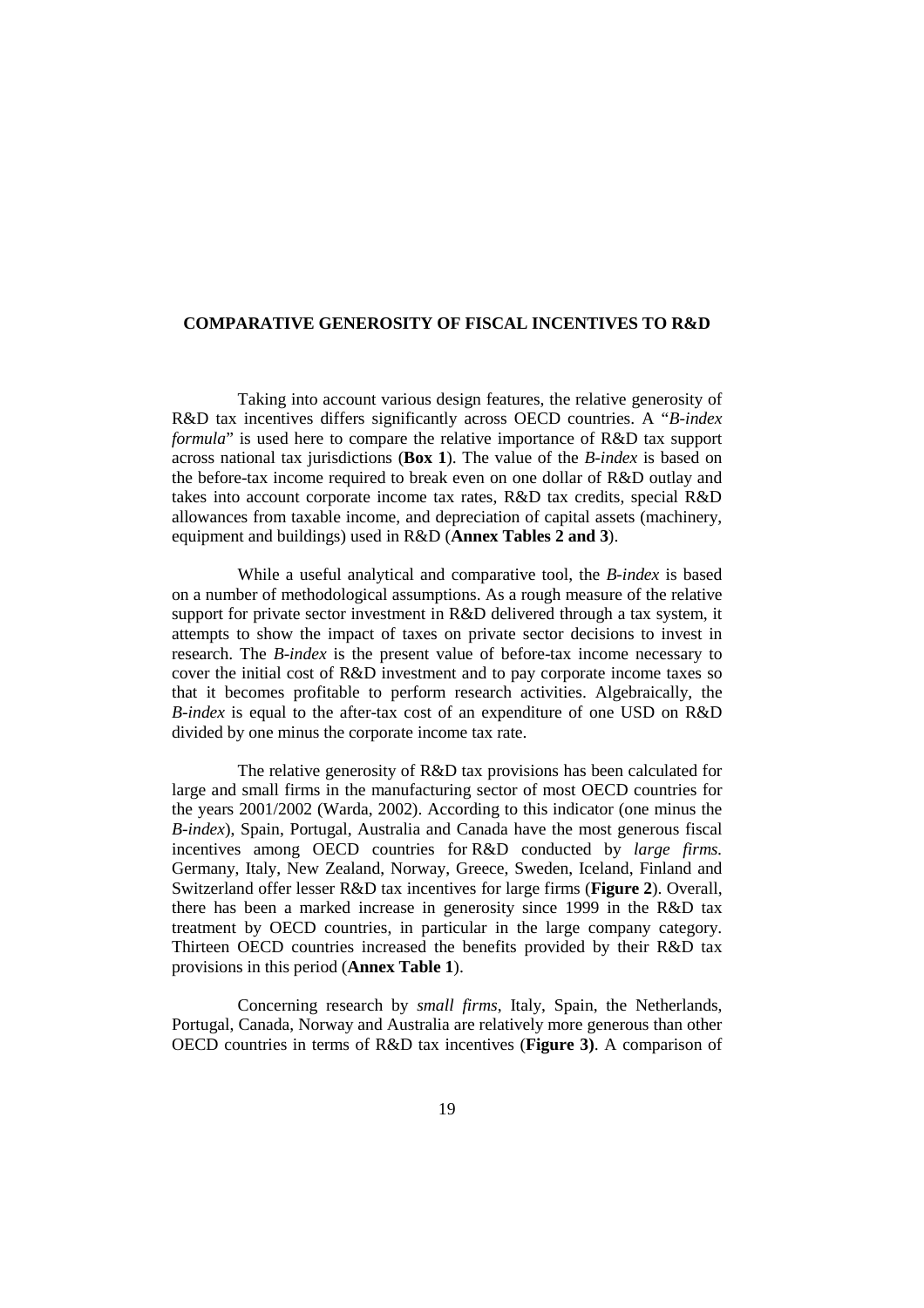## COMPARATIVE GENEROSITY OF FISCAL INCENTIVES TO R&D

Taking into account various design features, the relative generosity of R&D tax incentives differs significantly across OECD countries. A "*B-index formula*" is used here to compare the relative importance of R&D tax support across national tax jurisdictions (**Box 1**). The value of the *B-index* is based on the before-tax income required to break even on one dollar of R&D outlay and takes into account corporate income tax rates, R&D tax credits, special R&D allowances from taxable income, and depreciation of capital assets (machinery, equipment and buildings) used in R&D (**Annex Tables 2 and 3**).

While a useful analytical and comparative tool, the *B-index* is based on a number of methodological assumptions. As a rough measure of the relative support for private sector investment in R&D delivered through a tax system, it attempts to show the impact of taxes on private sector decisions to invest in research. The *B-index* is the present value of before-tax income necessary to cover the initial cost of R&D investment and to pay corporate income taxes so that it becomes profitable to perform research activities. Algebraically, the *B-index* is equal to the after-tax cost of an expenditure of one USD on R&D divided by one minus the corporate income tax rate.

The relative generosity of R&D tax provisions has been calculated for large and small firms in the manufacturing sector of most OECD countries for the years 2001/2002 (Warda, 2002). According to this indicator (one minus the *B-index*), Spain, Portugal, Australia and Canada have the most generous fiscal incentives among OECD countries for R&D conducted by *large firms.* Germany, Italy, New Zealand, Norway, Greece, Sweden, Iceland, Finland and Switzerland offer lesser R&D tax incentives for large firms (**Figure 2**). Overall, there has been a marked increase in generosity since 1999 in the R&D tax treatment by OECD countries, in particular in the large company category. Thirteen OECD countries increased the benefits provided by their R&D tax provisions in this period (**Annex Table 1**).

Concerning research by *small firms*, Italy, Spain, the Netherlands, Portugal, Canada, Norway and Australia are relatively more generous than other OECD countries in terms of R&D tax incentives (**Figure 3)**. A comparison of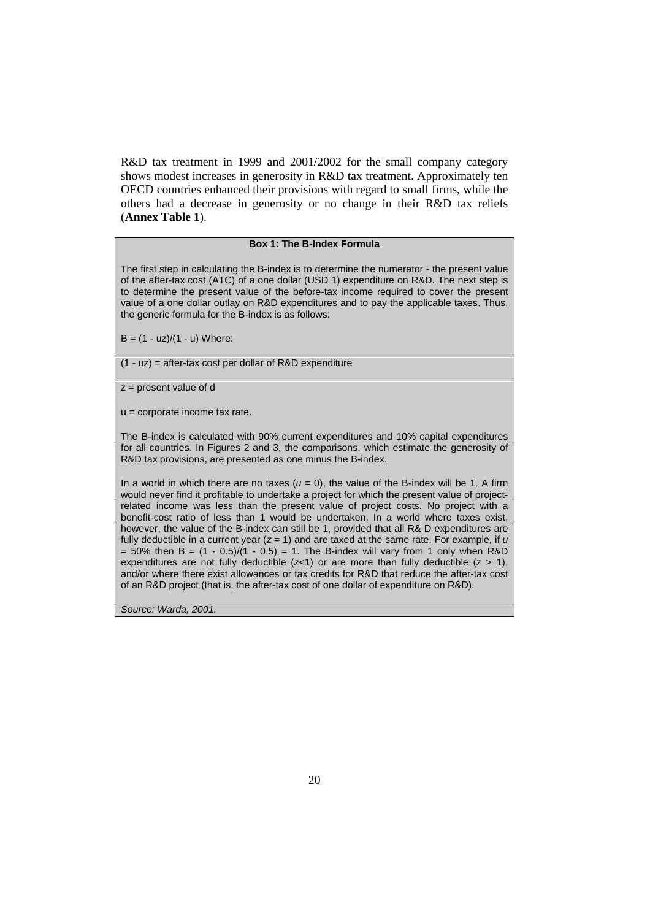R&D tax treatment in 1999 and 2001/2002 for the small company category shows modest increases in generosity in R&D tax treatment. Approximately ten OECD countries enhanced their provisions with regard to small firms, while the others had a decrease in generosity or no change in their R&D tax reliefs (**Annex Table 1**).

> **Box 1: The B-Index Formula**
>
> The first step in calculating the B-index is to determine the numerator - the present value of the after-tax cost (ATC) of a one dollar (USD 1) expenditure on R&D. The next step is to determine the present value of the before-tax income required to cover the present value of a one dollar outlay on R&D expenditures and to pay the applicable taxes. Thus, the generic formula for the B-index is as follows:
>
> $B = (1 - uz)/(1 - u)$ Where:
>
> $(1 - uz)$ = after-tax cost per dollar of R&D expenditure
>
> $z$ = present value of d
>
> $u$ = corporate income tax rate.
>
> The B-index is calculated with 90% current expenditures and 10% capital expenditures for all countries. In Figures 2 and 3, the comparisons, which estimate the generosity of R&D tax provisions, are presented as one minus the B-index.
>
> In a world in which there are no taxes ($u = 0$), the value of the B-index will be 1. A firm would never find it profitable to undertake a project for which the present value of project-related income was less than the present value of project costs. No project with a benefit-cost ratio of less than 1 would be undertaken. In a world where taxes exist, however, the value of the B-index can still be 1, provided that all R& D expenditures are fully deductible in a current year ($z = 1$) and are taxed at the same rate. For example, if $u = 50\%$ then $B = (1 - 0.5)/(1 - 0.5) = 1$. The B-index will vary from 1 only when R&D expenditures are not fully deductible ($z<1$) or are more than fully deductible ($z > 1$), and/or where there exist allowances or tax credits for R&D that reduce the after-tax cost of an R&D project (that is, the after-tax cost of one dollar of expenditure on R&D).
>
> *Source: Warda, 2001.*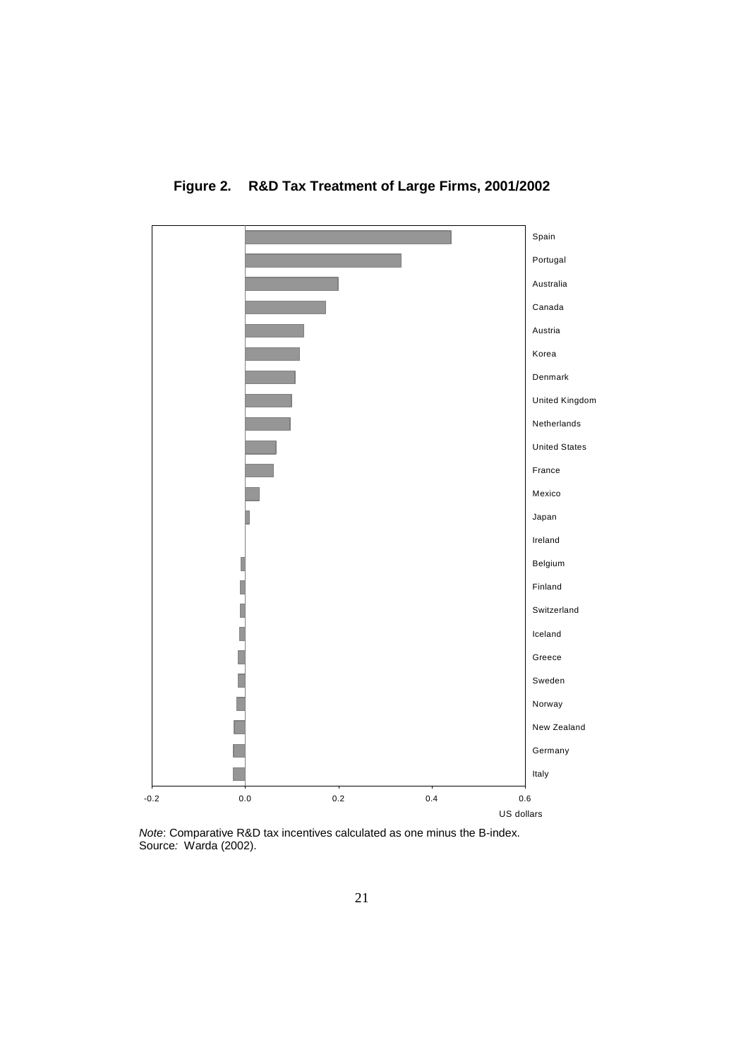**Figure 2. R&D Tax Treatment of Large Firms, 2001/2002**

*Note*: Comparative R&D tax incentives calculated as one minus the B-index.
Source*:* Warda (2002).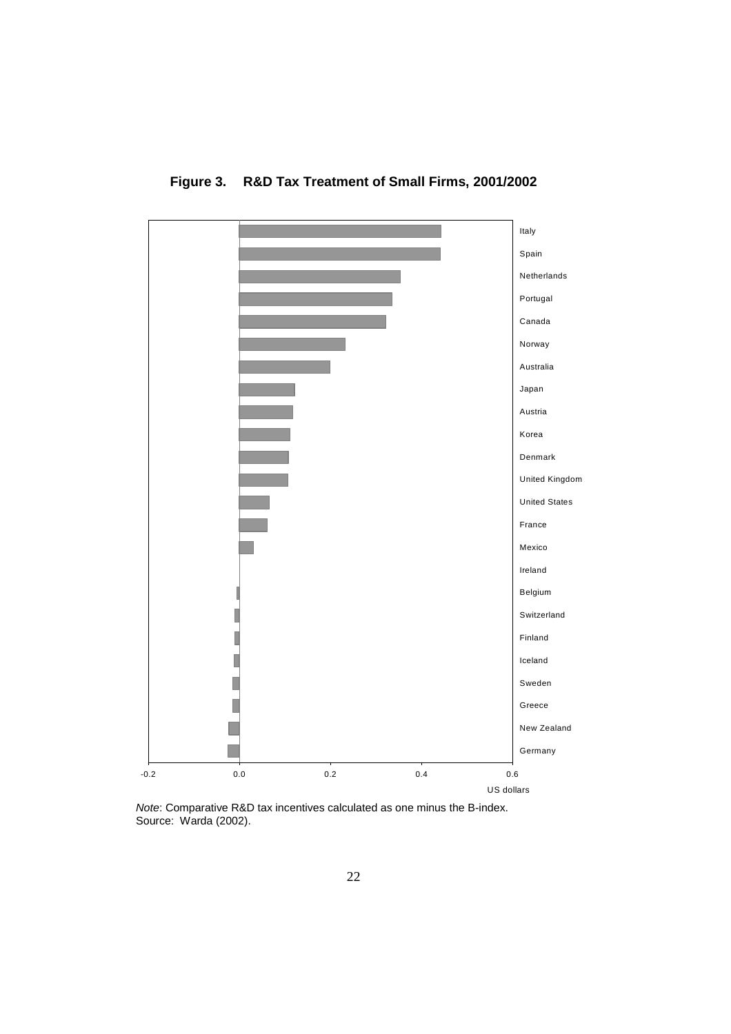**Figure 3. R&D Tax Treatment of Small Firms, 2001/2002**

*Note*: Comparative R&D tax incentives calculated as one minus the B-index.
Source: Warda (2002).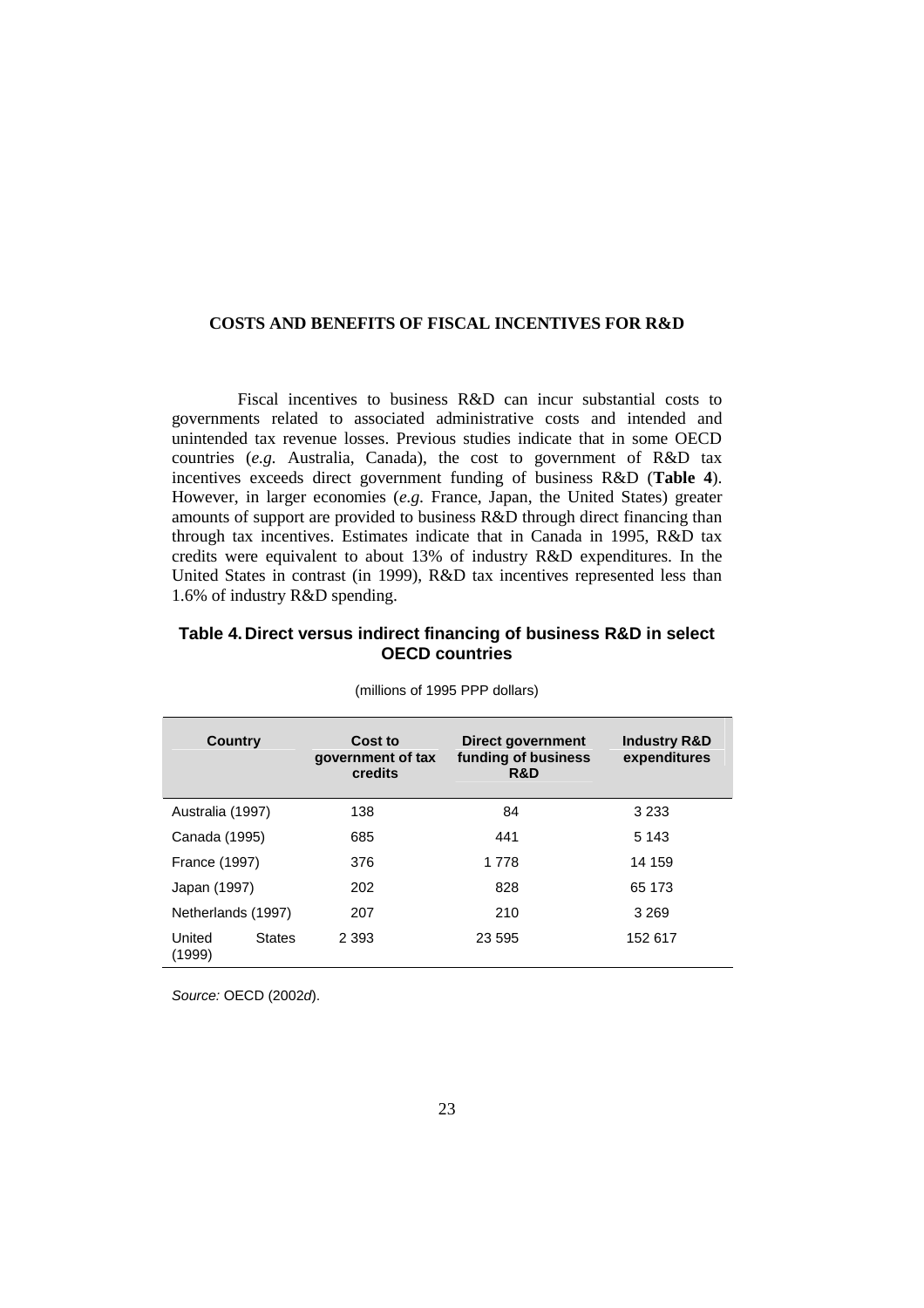## COSTS AND BENEFITS OF FISCAL INCENTIVES FOR R&D

Fiscal incentives to business R&D can incur substantial costs to governments related to associated administrative costs and intended and unintended tax revenue losses. Previous studies indicate that in some OECD countries (*e.g.* Australia, Canada), the cost to government of R&D tax incentives exceeds direct government funding of business R&D (**Table 4**). However, in larger economies (*e.g.* France, Japan, the United States) greater amounts of support are provided to business R&D through direct financing than through tax incentives. Estimates indicate that in Canada in 1995, R&D tax credits were equivalent to about 13% of industry R&D expenditures. In the United States in contrast (in 1999), R&D tax incentives represented less than 1.6% of industry R&D spending.

**Table 4. Direct versus indirect financing of business R&D in select OECD countries**

(millions of 1995 PPP dollars)

| Country | Cost to government of tax credits | Direct government funding of business R&D | Industry R&D expenditures |
|---|---|---|---|
| Australia (1997) | 138 | 84 | 3 233 |
| Canada (1995) | 685 | 441 | 5 143 |
| France (1997) | 376 | 1 778 | 14 159 |
| Japan (1997) | 202 | 828 | 65 173 |
| Netherlands (1997) | 207 | 210 | 3 269 |
| United States (1999) | 2 393 | 23 595 | 152 617 |

*Source:* OECD (2002*d*).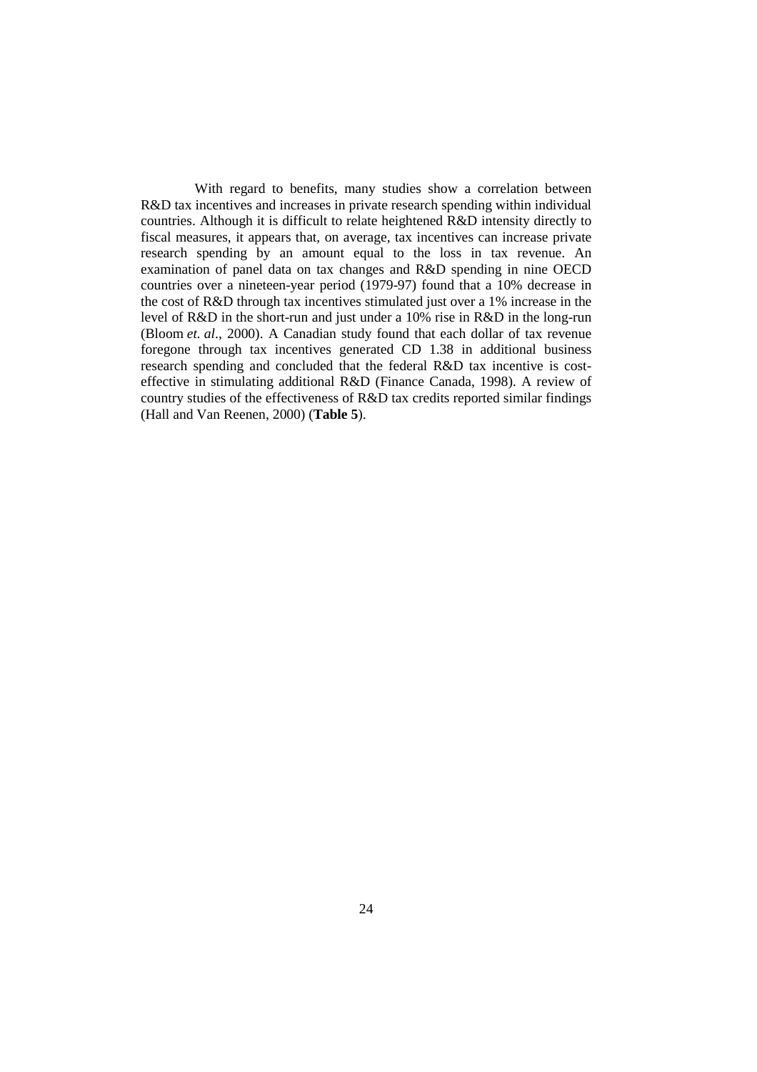With regard to benefits, many studies show a correlation between R&D tax incentives and increases in private research spending within individual countries. Although it is difficult to relate heightened R&D intensity directly to fiscal measures, it appears that, on average, tax incentives can increase private research spending by an amount equal to the loss in tax revenue. An examination of panel data on tax changes and R&D spending in nine OECD countries over a nineteen-year period (1979-97) found that a 10% decrease in the cost of R&D through tax incentives stimulated just over a 1% increase in the level of R&D in the short-run and just under a 10% rise in R&D in the long-run (Bloom *et. al*., 2000). A Canadian study found that each dollar of tax revenue foregone through tax incentives generated CD 1.38 in additional business research spending and concluded that the federal R&D tax incentive is cost-effective in stimulating additional R&D (Finance Canada, 1998). A review of country studies of the effectiveness of R&D tax credits reported similar findings (Hall and Van Reenen, 2000) (**Table 5**).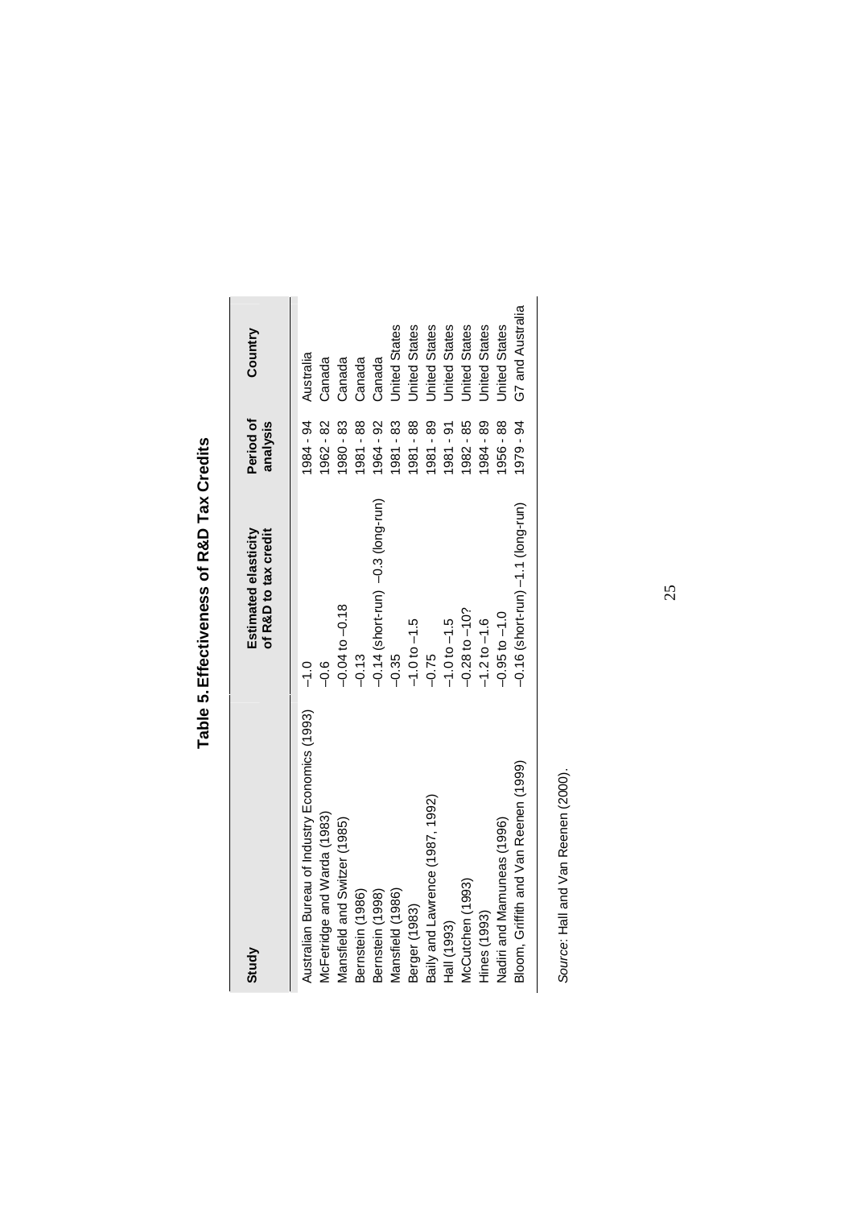## Table 5. Effectiveness of R&D Tax Credits

| Study | Estimated elasticity of R&D to tax credit | Period of analysis | Country |
|---|---|---|---|
| Australian Bureau of Industry Economics (1993) | –1.0 | 1984 - 94 | Australia |
| McFetridge and Warda (1983) | –0.6 | 1962 - 82 | Canada |
| Mansfield and Switzer (1985) | –0.04 to –0.18 | 1980 - 83 | Canada |
| Bernstein (1986) | –0.13 | 1981 - 88 | Canada |
| Bernstein (1998) | –0.14 (short-run) –0.3 (long-run) | 1964 - 92 | Canada |
| Mansfield (1986) | –0.35 | 1981 - 83 | United States |
| Berger (1983) | –1.0 to –1.5 | 1981 - 88 | United States |
| Baily and Lawrence (1987, 1992) | –0.75 | 1981 - 89 | United States |
| Hall (1993) | –1.0 to –1.5 | 1981 - 91 | United States |
| McCutchen (1993) | –0.28 to –10? | 1982 - 85 | United States |
| Hines (1993) | –1.2 to –1.6 | 1984 - 89 | United States |
| Nadiri and Mamuneas (1996) | –0.95 to –1.0 | 1956 - 88 | United States |
| Bloom, Griffith and Van Reenen (1999) | –0.16 (short-run) –1.1 (long-run) | 1979 - 94 | G7 and Australia |

*Source*: Hall and Van Reenen (2000).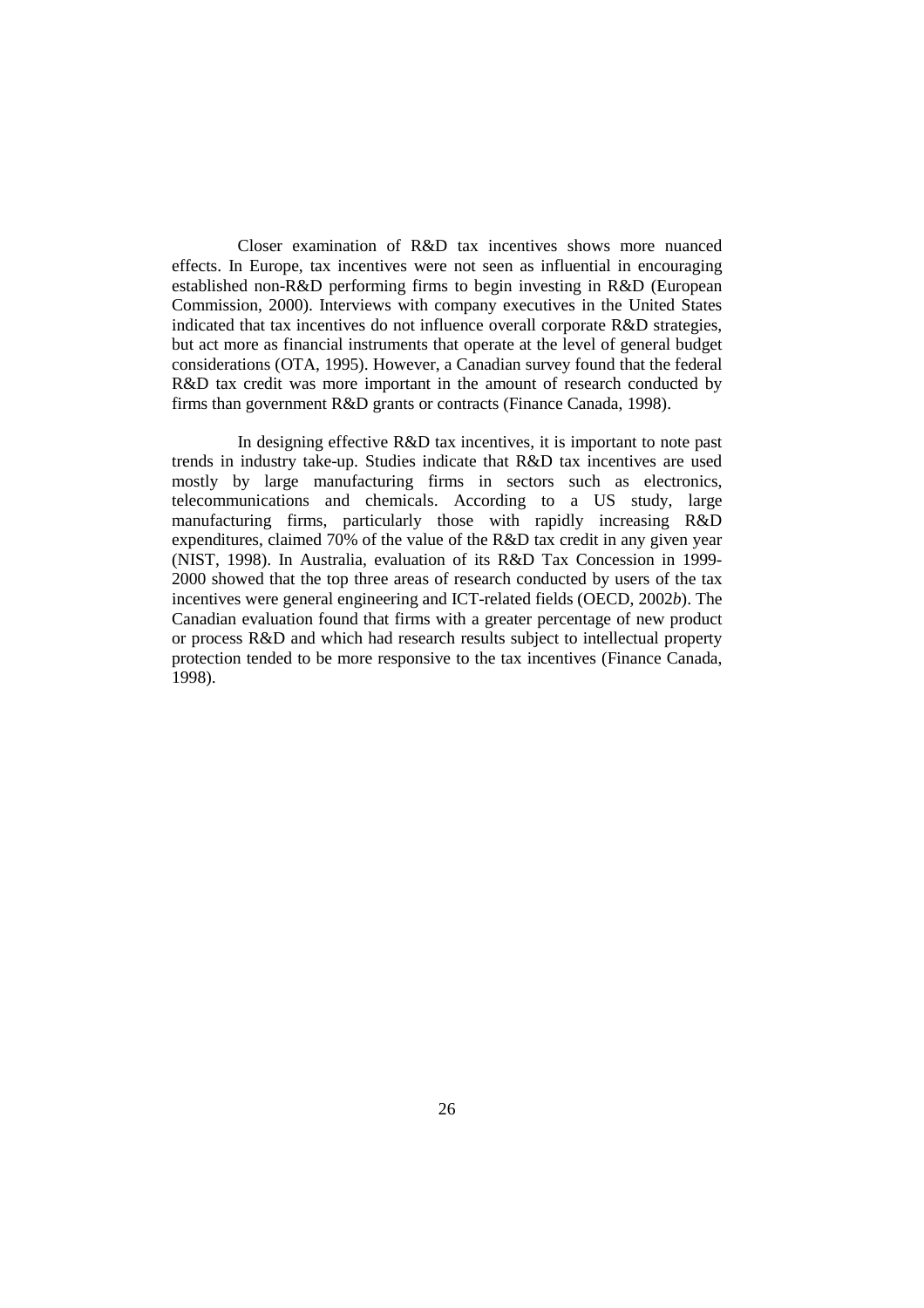Closer examination of R&D tax incentives shows more nuanced effects. In Europe, tax incentives were not seen as influential in encouraging established non-R&D performing firms to begin investing in R&D (European Commission, 2000). Interviews with company executives in the United States indicated that tax incentives do not influence overall corporate R&D strategies, but act more as financial instruments that operate at the level of general budget considerations (OTA, 1995). However, a Canadian survey found that the federal R&D tax credit was more important in the amount of research conducted by firms than government R&D grants or contracts (Finance Canada, 1998).

In designing effective R&D tax incentives, it is important to note past trends in industry take-up. Studies indicate that R&D tax incentives are used mostly by large manufacturing firms in sectors such as electronics, telecommunications and chemicals. According to a US study, large manufacturing firms, particularly those with rapidly increasing R&D expenditures, claimed 70% of the value of the R&D tax credit in any given year (NIST, 1998). In Australia, evaluation of its R&D Tax Concession in 1999-2000 showed that the top three areas of research conducted by users of the tax incentives were general engineering and ICT-related fields (OECD, 2002*b*). The Canadian evaluation found that firms with a greater percentage of new product or process R&D and which had research results subject to intellectual property protection tended to be more responsive to the tax incentives (Finance Canada, 1998).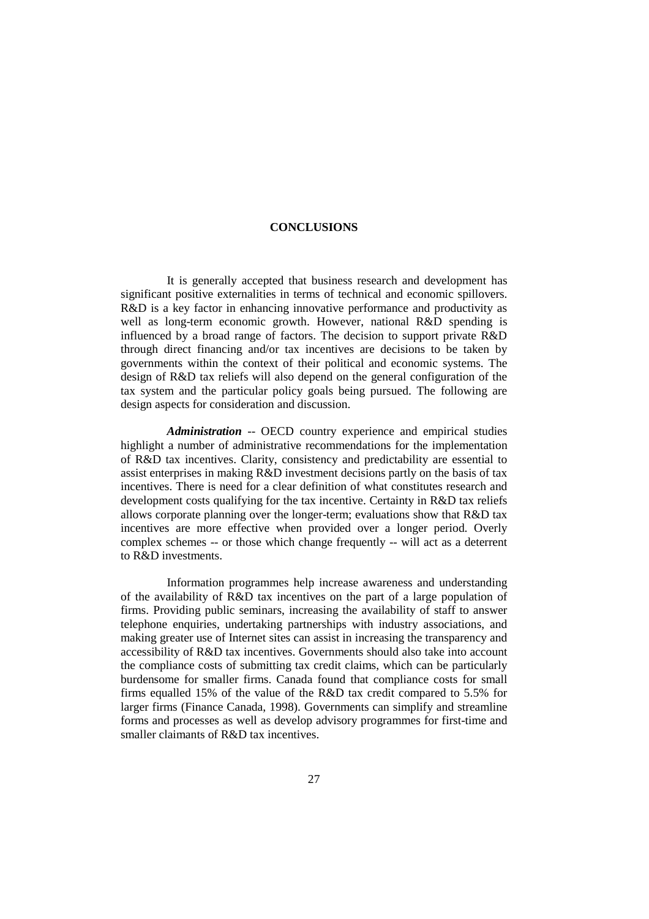## CONCLUSIONS

It is generally accepted that business research and development has significant positive externalities in terms of technical and economic spillovers. R&D is a key factor in enhancing innovative performance and productivity as well as long-term economic growth. However, national R&D spending is influenced by a broad range of factors. The decision to support private R&D through direct financing and/or tax incentives are decisions to be taken by governments within the context of their political and economic systems. The design of R&D tax reliefs will also depend on the general configuration of the tax system and the particular policy goals being pursued. The following are design aspects for consideration and discussion.

***Administration*** -- OECD country experience and empirical studies highlight a number of administrative recommendations for the implementation of R&D tax incentives. Clarity, consistency and predictability are essential to assist enterprises in making R&D investment decisions partly on the basis of tax incentives. There is need for a clear definition of what constitutes research and development costs qualifying for the tax incentive. Certainty in R&D tax reliefs allows corporate planning over the longer-term; evaluations show that R&D tax incentives are more effective when provided over a longer period. Overly complex schemes -- or those which change frequently -- will act as a deterrent to R&D investments.

Information programmes help increase awareness and understanding of the availability of R&D tax incentives on the part of a large population of firms. Providing public seminars, increasing the availability of staff to answer telephone enquiries, undertaking partnerships with industry associations, and making greater use of Internet sites can assist in increasing the transparency and accessibility of R&D tax incentives. Governments should also take into account the compliance costs of submitting tax credit claims, which can be particularly burdensome for smaller firms. Canada found that compliance costs for small firms equalled 15% of the value of the R&D tax credit compared to 5.5% for larger firms (Finance Canada, 1998). Governments can simplify and streamline forms and processes as well as develop advisory programmes for first-time and smaller claimants of R&D tax incentives.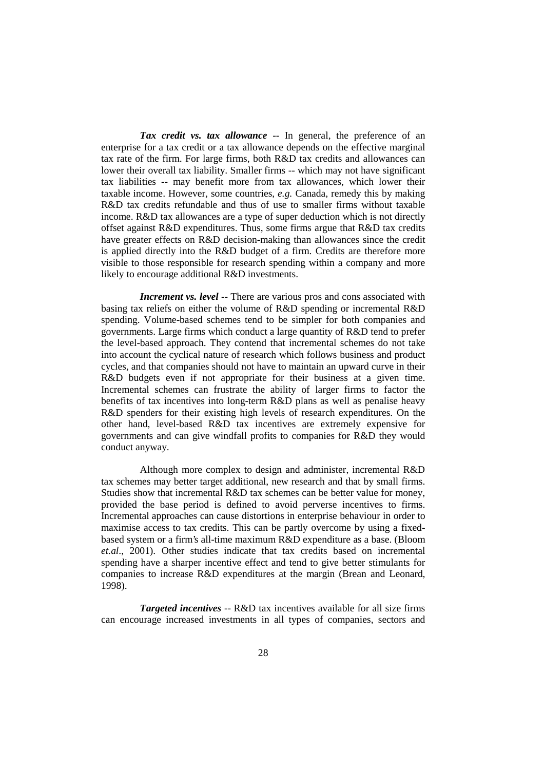***Tax credit vs. tax allowance*** -- In general, the preference of an enterprise for a tax credit or a tax allowance depends on the effective marginal tax rate of the firm. For large firms, both R&D tax credits and allowances can lower their overall tax liability. Smaller firms -- which may not have significant tax liabilities -- may benefit more from tax allowances, which lower their taxable income. However, some countries, *e.g.* Canada, remedy this by making R&D tax credits refundable and thus of use to smaller firms without taxable income. R&D tax allowances are a type of super deduction which is not directly offset against R&D expenditures. Thus, some firms argue that R&D tax credits have greater effects on R&D decision-making than allowances since the credit is applied directly into the R&D budget of a firm. Credits are therefore more visible to those responsible for research spending within a company and more likely to encourage additional R&D investments.

***Increment vs. level*** -- There are various pros and cons associated with basing tax reliefs on either the volume of R&D spending or incremental R&D spending. Volume-based schemes tend to be simpler for both companies and governments. Large firms which conduct a large quantity of R&D tend to prefer the level-based approach. They contend that incremental schemes do not take into account the cyclical nature of research which follows business and product cycles, and that companies should not have to maintain an upward curve in their R&D budgets even if not appropriate for their business at a given time. Incremental schemes can frustrate the ability of larger firms to factor the benefits of tax incentives into long-term R&D plans as well as penalise heavy R&D spenders for their existing high levels of research expenditures. On the other hand, level-based R&D tax incentives are extremely expensive for governments and can give windfall profits to companies for R&D they would conduct anyway.

Although more complex to design and administer, incremental R&D tax schemes may better target additional, new research and that by small firms. Studies show that incremental R&D tax schemes can be better value for money, provided the base period is defined to avoid perverse incentives to firms. Incremental approaches can cause distortions in enterprise behaviour in order to maximise access to tax credits. This can be partly overcome by using a fixed-based system or a firm's all-time maximum R&D expenditure as a base. (Bloom *et.al*., 2001). Other studies indicate that tax credits based on incremental spending have a sharper incentive effect and tend to give better stimulants for companies to increase R&D expenditures at the margin (Brean and Leonard, 1998).

***Targeted incentives*** -- R&D tax incentives available for all size firms can encourage increased investments in all types of companies, sectors and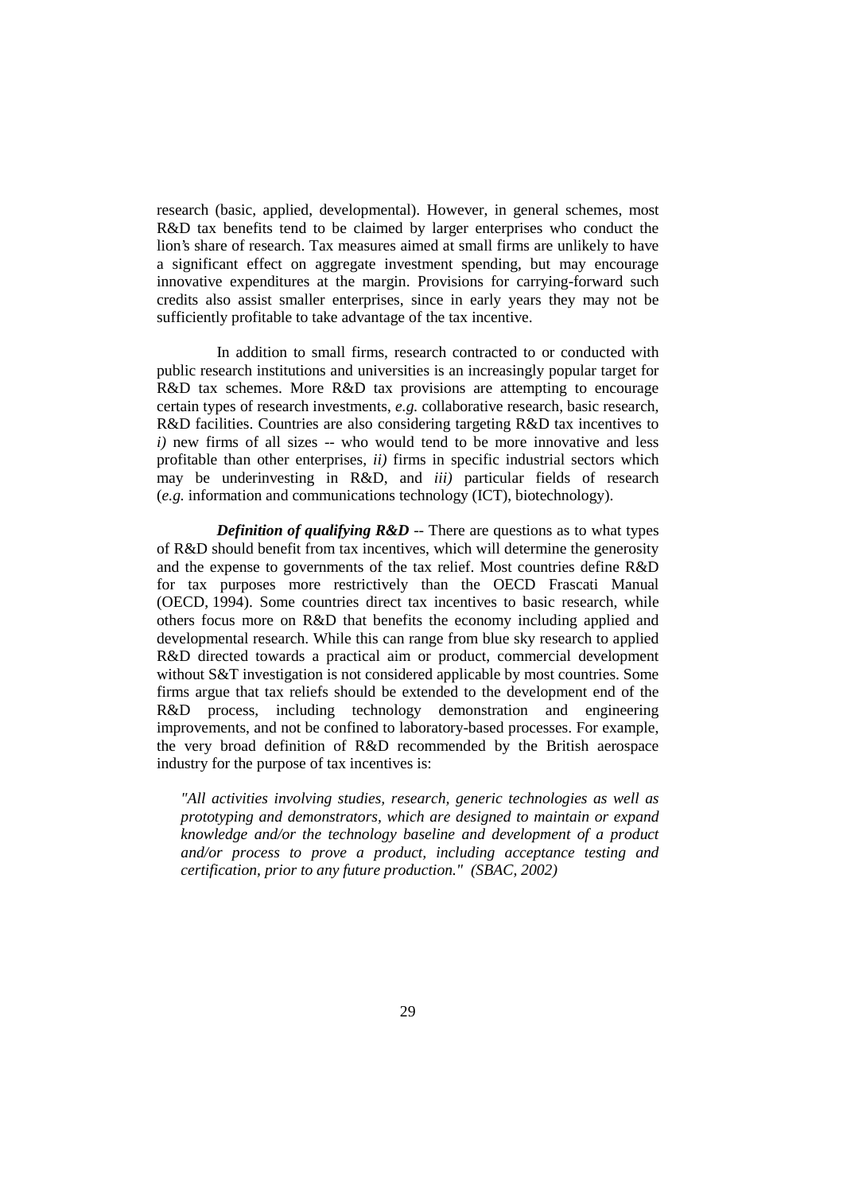research (basic, applied, developmental). However, in general schemes, most R&D tax benefits tend to be claimed by larger enterprises who conduct the lion's share of research. Tax measures aimed at small firms are unlikely to have a significant effect on aggregate investment spending, but may encourage innovative expenditures at the margin. Provisions for carrying-forward such credits also assist smaller enterprises, since in early years they may not be sufficiently profitable to take advantage of the tax incentive.

In addition to small firms, research contracted to or conducted with public research institutions and universities is an increasingly popular target for R&D tax schemes. More R&D tax provisions are attempting to encourage certain types of research investments, *e.g.* collaborative research, basic research, R&D facilities. Countries are also considering targeting R&D tax incentives to *i)* new firms of all sizes -- who would tend to be more innovative and less profitable than other enterprises, *ii)* firms in specific industrial sectors which may be underinvesting in R&D, and *iii)* particular fields of research (*e.g.* information and communications technology (ICT), biotechnology).

***Definition of qualifying R&D*** -- There are questions as to what types of R&D should benefit from tax incentives, which will determine the generosity and the expense to governments of the tax relief. Most countries define R&D for tax purposes more restrictively than the OECD Frascati Manual (OECD, 1994). Some countries direct tax incentives to basic research, while others focus more on R&D that benefits the economy including applied and developmental research. While this can range from blue sky research to applied R&D directed towards a practical aim or product, commercial development without S&T investigation is not considered applicable by most countries. Some firms argue that tax reliefs should be extended to the development end of the R&D process, including technology demonstration and engineering improvements, and not be confined to laboratory-based processes. For example, the very broad definition of R&D recommended by the British aerospace industry for the purpose of tax incentives is:

> *"All activities involving studies, research, generic technologies as well as prototyping and demonstrators, which are designed to maintain or expand knowledge and/or the technology baseline and development of a product and/or process to prove a product, including acceptance testing and certification, prior to any future production." (SBAC, 2002)*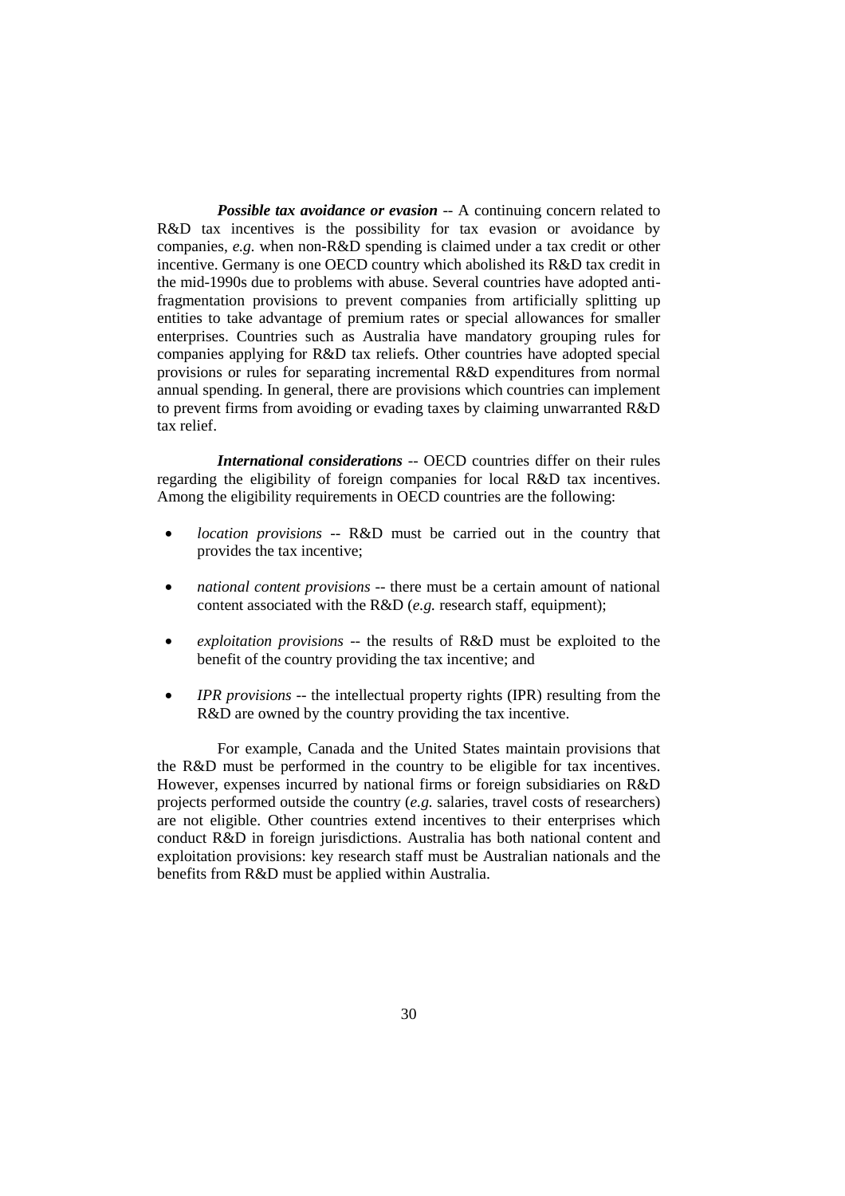***Possible tax avoidance or evasion*** -- A continuing concern related to R&D tax incentives is the possibility for tax evasion or avoidance by companies, *e.g.* when non-R&D spending is claimed under a tax credit or other incentive. Germany is one OECD country which abolished its R&D tax credit in the mid-1990s due to problems with abuse. Several countries have adopted anti-fragmentation provisions to prevent companies from artificially splitting up entities to take advantage of premium rates or special allowances for smaller enterprises. Countries such as Australia have mandatory grouping rules for companies applying for R&D tax reliefs. Other countries have adopted special provisions or rules for separating incremental R&D expenditures from normal annual spending. In general, there are provisions which countries can implement to prevent firms from avoiding or evading taxes by claiming unwarranted R&D tax relief.

***International considerations*** -- OECD countries differ on their rules regarding the eligibility of foreign companies for local R&D tax incentives. Among the eligibility requirements in OECD countries are the following:

- *location provisions* -- R&D must be carried out in the country that provides the tax incentive;
- *national content provisions* -- there must be a certain amount of national content associated with the R&D (*e.g.* research staff, equipment);
- *exploitation provisions* -- the results of R&D must be exploited to the benefit of the country providing the tax incentive; and
- *IPR provisions* -- the intellectual property rights (IPR) resulting from the R&D are owned by the country providing the tax incentive.

For example, Canada and the United States maintain provisions that the R&D must be performed in the country to be eligible for tax incentives. However, expenses incurred by national firms or foreign subsidiaries on R&D projects performed outside the country (*e.g.* salaries, travel costs of researchers) are not eligible. Other countries extend incentives to their enterprises which conduct R&D in foreign jurisdictions. Australia has both national content and exploitation provisions: key research staff must be Australian nationals and the benefits from R&D must be applied within Australia.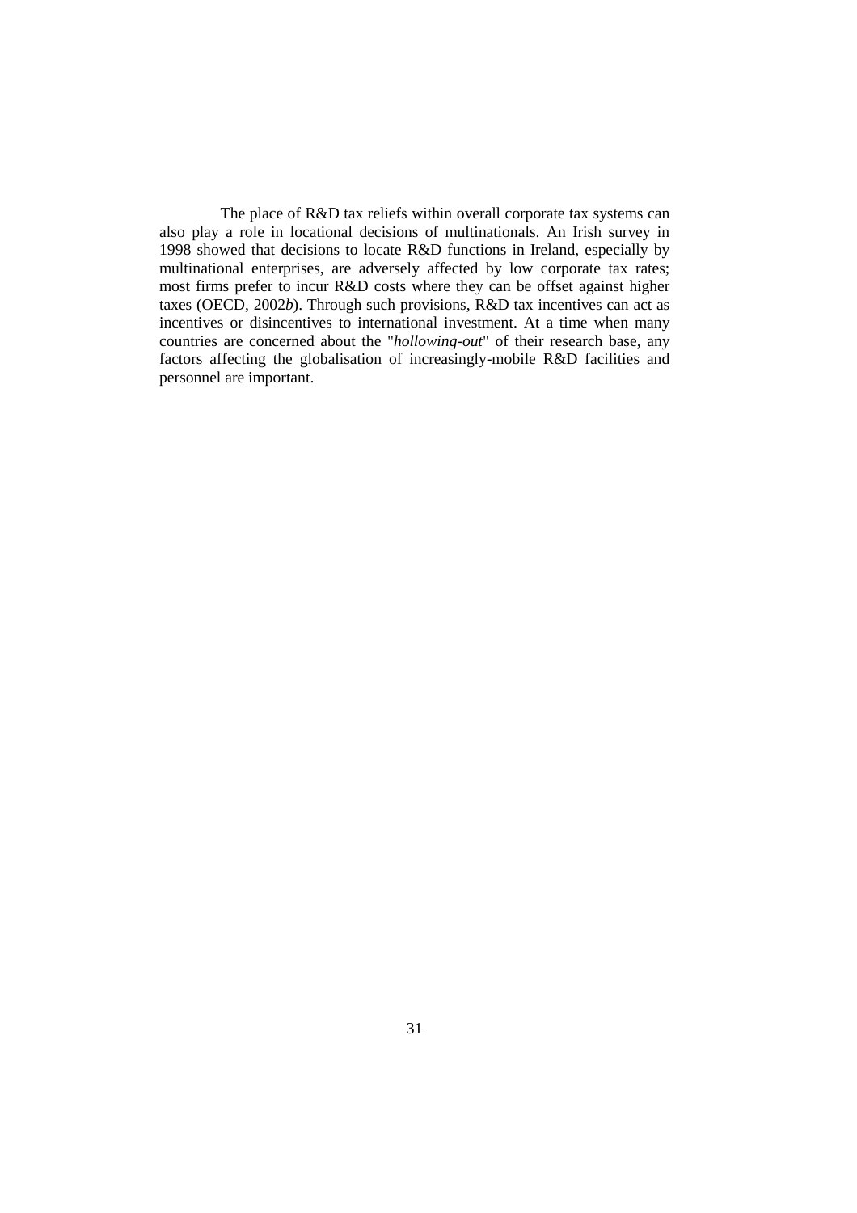The place of R&D tax reliefs within overall corporate tax systems can also play a role in locational decisions of multinationals. An Irish survey in 1998 showed that decisions to locate R&D functions in Ireland, especially by multinational enterprises, are adversely affected by low corporate tax rates; most firms prefer to incur R&D costs where they can be offset against higher taxes (OECD, 2002*b*). Through such provisions, R&D tax incentives can act as incentives or disincentives to international investment. At a time when many countries are concerned about the "*hollowing-out*" of their research base, any factors affecting the globalisation of increasingly-mobile R&D facilities and personnel are important.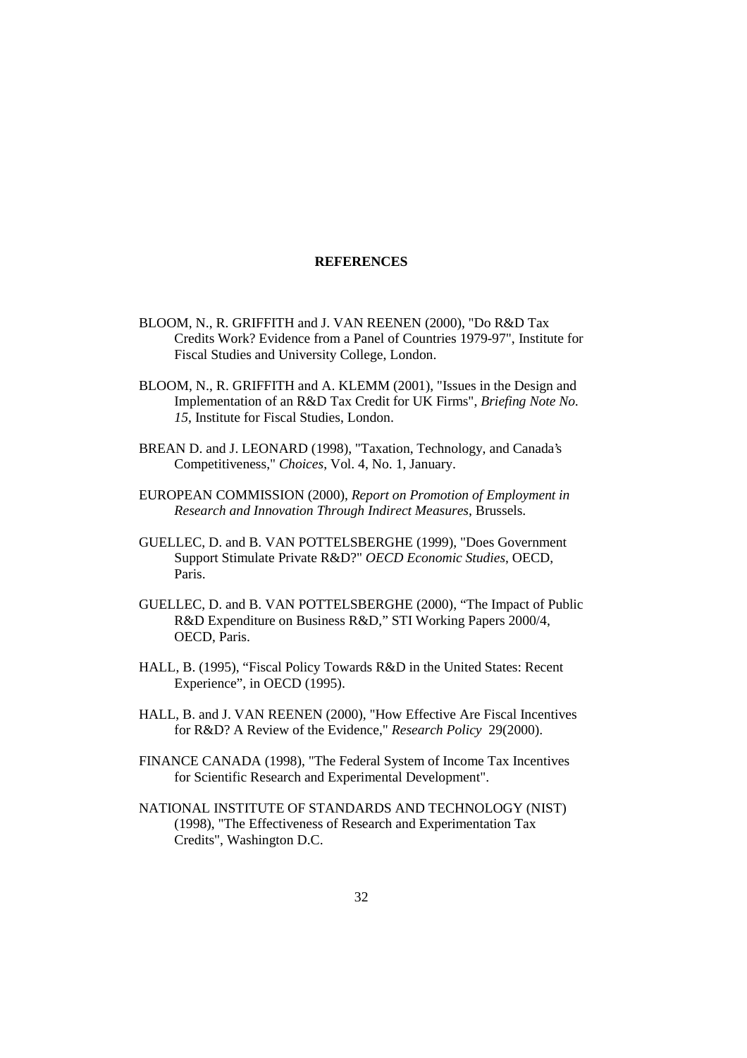# REFERENCES

BLOOM, N., R. GRIFFITH and J. VAN REENEN (2000), "Do R&D Tax Credits Work? Evidence from a Panel of Countries 1979-97", Institute for Fiscal Studies and University College, London.

BLOOM, N., R. GRIFFITH and A. KLEMM (2001), "Issues in the Design and Implementation of an R&D Tax Credit for UK Firms", *Briefing Note No. 15*, Institute for Fiscal Studies, London.

BREAN D. and J. LEONARD (1998), "Taxation, Technology, and Canada's Competitiveness," *Choices*, Vol. 4, No. 1, January.

EUROPEAN COMMISSION (2000), *Report on Promotion of Employment in Research and Innovation Through Indirect Measures*, Brussels.

GUELLEC, D. and B. VAN POTTELSBERGHE (1999), "Does Government Support Stimulate Private R&D?" *OECD Economic Studies*, OECD, Paris.

GUELLEC, D. and B. VAN POTTELSBERGHE (2000), "The Impact of Public R&D Expenditure on Business R&D," STI Working Papers 2000/4, OECD, Paris.

HALL, B. (1995), "Fiscal Policy Towards R&D in the United States: Recent Experience", in OECD (1995).

HALL, B. and J. VAN REENEN (2000), "How Effective Are Fiscal Incentives for R&D? A Review of the Evidence," *Research Policy* 29(2000).

FINANCE CANADA (1998), "The Federal System of Income Tax Incentives for Scientific Research and Experimental Development".

NATIONAL INSTITUTE OF STANDARDS AND TECHNOLOGY (NIST) (1998), "The Effectiveness of Research and Experimentation Tax Credits", Washington D.C.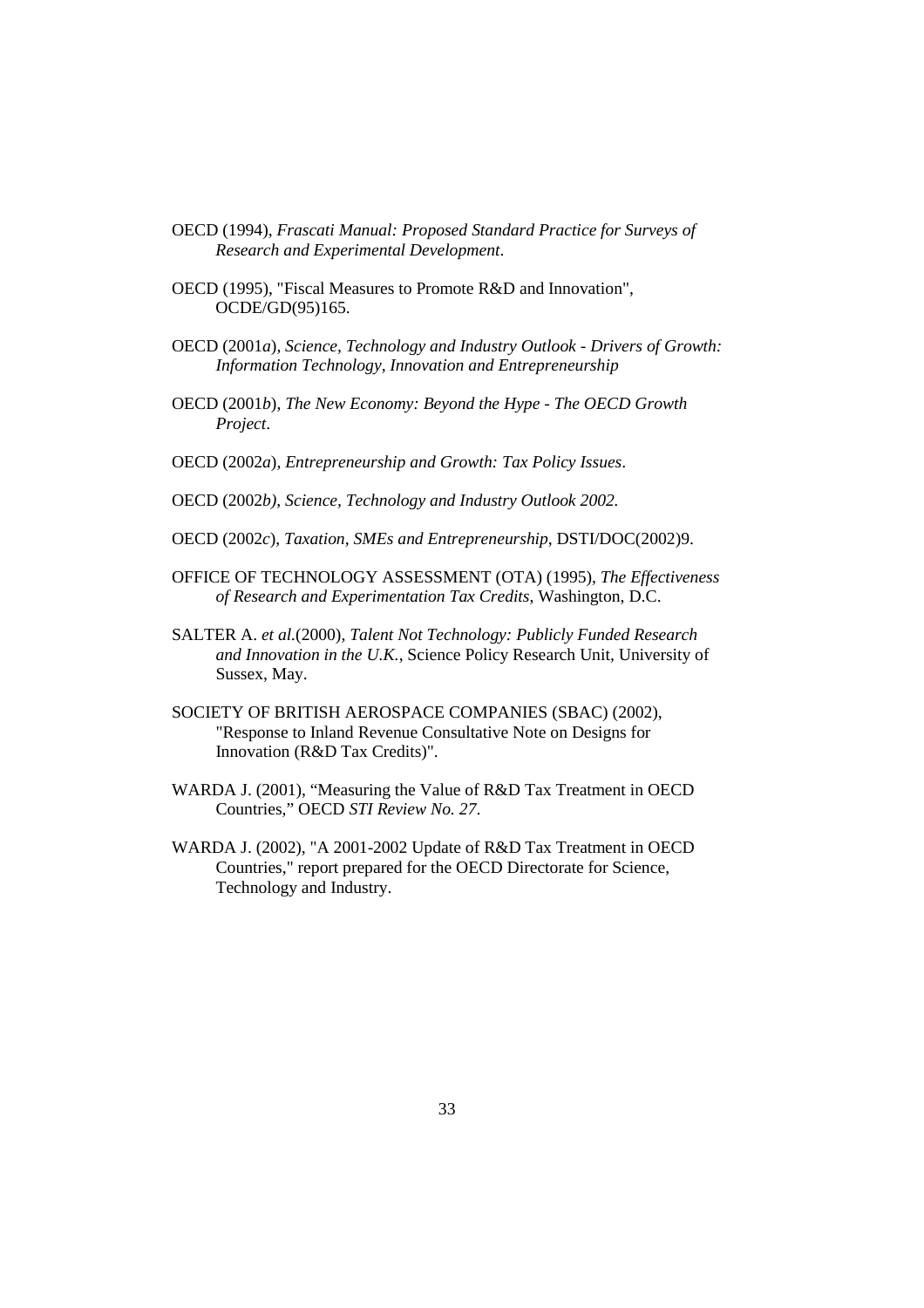OECD (1994), *Frascati Manual: Proposed Standard Practice for Surveys of Research and Experimental Development*.

OECD (1995), "Fiscal Measures to Promote R&D and Innovation", OCDE/GD(95)165.

OECD (2001*a*), *Science, Technology and Industry Outlook - Drivers of Growth: Information Technology, Innovation and Entrepreneurship*

OECD (2001*b*), *The New Economy: Beyond the Hype - The OECD Growth Project*.

OECD (2002*a*), *Entrepreneurship and Growth: Tax Policy Issues*.

OECD (2002*b), Science, Technology and Industry Outlook 2002.*

OECD (2002*c*), *Taxation, SMEs and Entrepreneurship*, DSTI/DOC(2002)9.

OFFICE OF TECHNOLOGY ASSESSMENT (OTA) (1995), *The Effectiveness of Research and Experimentation Tax Credits*, Washington, D.C.

SALTER A. *et al.*(2000), *Talent Not Technology: Publicly Funded Research and Innovation in the U.K.*, Science Policy Research Unit, University of Sussex, May.

SOCIETY OF BRITISH AEROSPACE COMPANIES (SBAC) (2002), "Response to Inland Revenue Consultative Note on Designs for Innovation (R&D Tax Credits)".

WARDA J. (2001), "Measuring the Value of R&D Tax Treatment in OECD Countries," OECD *STI Review No. 27*.

WARDA J. (2002), "A 2001-2002 Update of R&D Tax Treatment in OECD Countries," report prepared for the OECD Directorate for Science, Technology and Industry.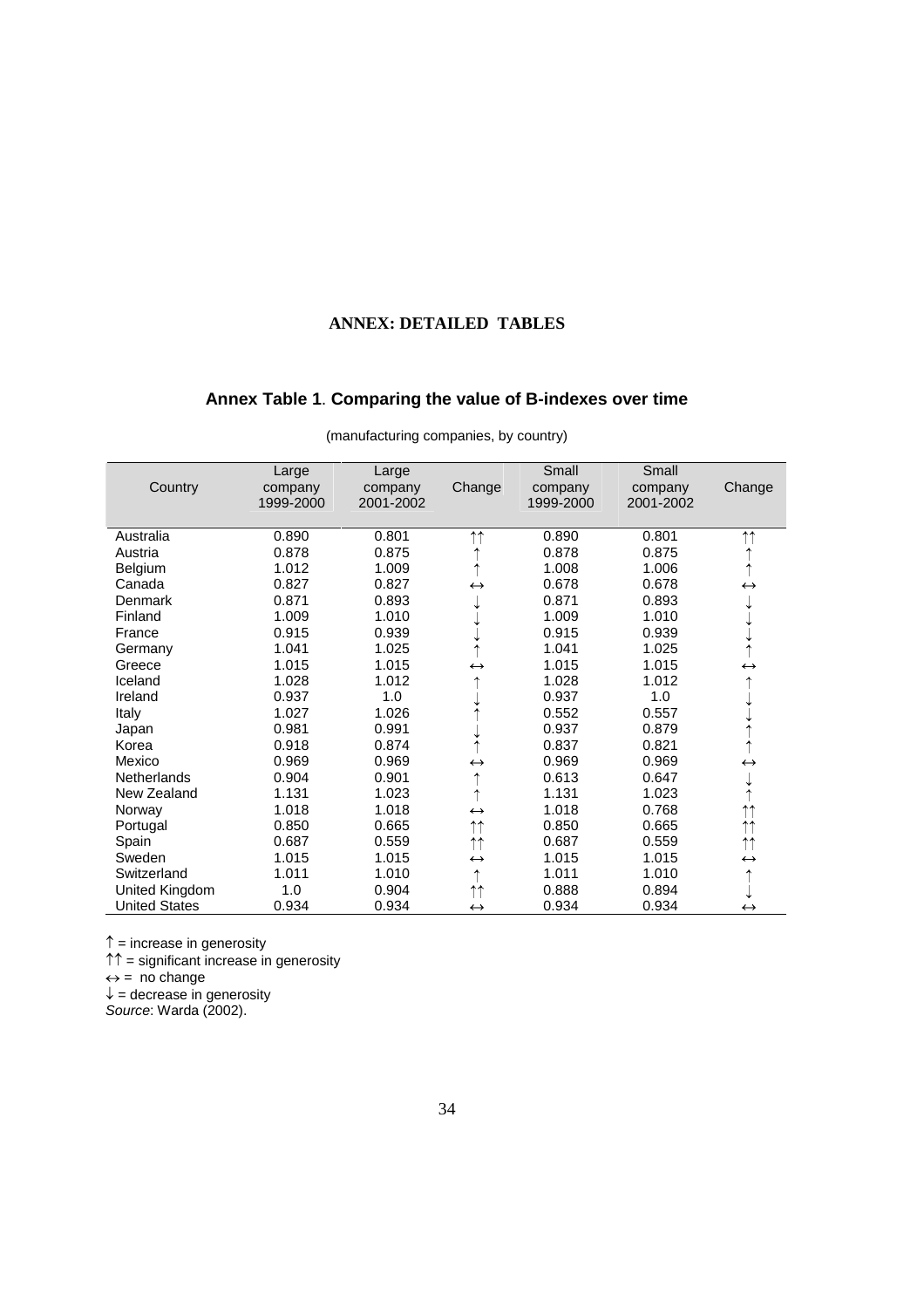## ANNEX: DETAILED TABLES

### Annex Table 1. Comparing the value of B-indexes over time

(manufacturing companies, by country)

| Country | Large company 1999-2000 | Large company 2001-2002 | Change | Small company 1999-2000 | Small company 2001-2002 | Change |
|---|---|---|---|---|---|---|
| Australia | 0.890 | 0.801 | ↑↑ | 0.890 | 0.801 | ↑↑ |
| Austria | 0.878 | 0.875 | ↑ | 0.878 | 0.875 | ↑ |
| Belgium | 1.012 | 1.009 | ↑ | 1.008 | 1.006 | ↑ |
| Canada | 0.827 | 0.827 | ↔ | 0.678 | 0.678 | ↔ |
| Denmark | 0.871 | 0.893 | ↓ | 0.871 | 0.893 | ↓ |
| Finland | 1.009 | 1.010 | ↓ | 1.009 | 1.010 | ↓ |
| France | 0.915 | 0.939 | ↓ | 0.915 | 0.939 | ↓ |
| Germany | 1.041 | 1.025 | ↑ | 1.041 | 1.025 | ↑ |
| Greece | 1.015 | 1.015 | ↔ | 1.015 | 1.015 | ↔ |
| Iceland | 1.028 | 1.012 | ↑ | 1.028 | 1.012 | ↑ |
| Ireland | 0.937 | 1.0 | ↓ | 0.937 | 1.0 | ↓ |
| Italy | 1.027 | 1.026 | ↑ | 0.552 | 0.557 | ↓ |
| Japan | 0.981 | 0.991 | ↓ | 0.937 | 0.879 | ↑ |
| Korea | 0.918 | 0.874 | ↑ | 0.837 | 0.821 | ↑ |
| Mexico | 0.969 | 0.969 | ↔ | 0.969 | 0.969 | ↔ |
| Netherlands | 0.904 | 0.901 | ↑ | 0.613 | 0.647 | ↓ |
| New Zealand | 1.131 | 1.023 | ↑ | 1.131 | 1.023 | ↑ |
| Norway | 1.018 | 1.018 | ↔ | 1.018 | 0.768 | ↑↑ |
| Portugal | 0.850 | 0.665 | ↑↑ | 0.850 | 0.665 | ↑↑ |
| Spain | 0.687 | 0.559 | ↑↑ | 0.687 | 0.559 | ↑↑ |
| Sweden | 1.015 | 1.015 | ↔ | 1.015 | 1.015 | ↔ |
| Switzerland | 1.011 | 1.010 | ↑ | 1.011 | 1.010 | ↑ |
| United Kingdom | 1.0 | 0.904 | ↑↑ | 0.888 | 0.894 | ↓ |
| United States | 0.934 | 0.934 | ↔ | 0.934 | 0.934 | ↔ |

↑ = increase in generosity
↑↑ = significant increase in generosity
↔ = no change
↓ = decrease in generosity
*Source*: Warda (2002).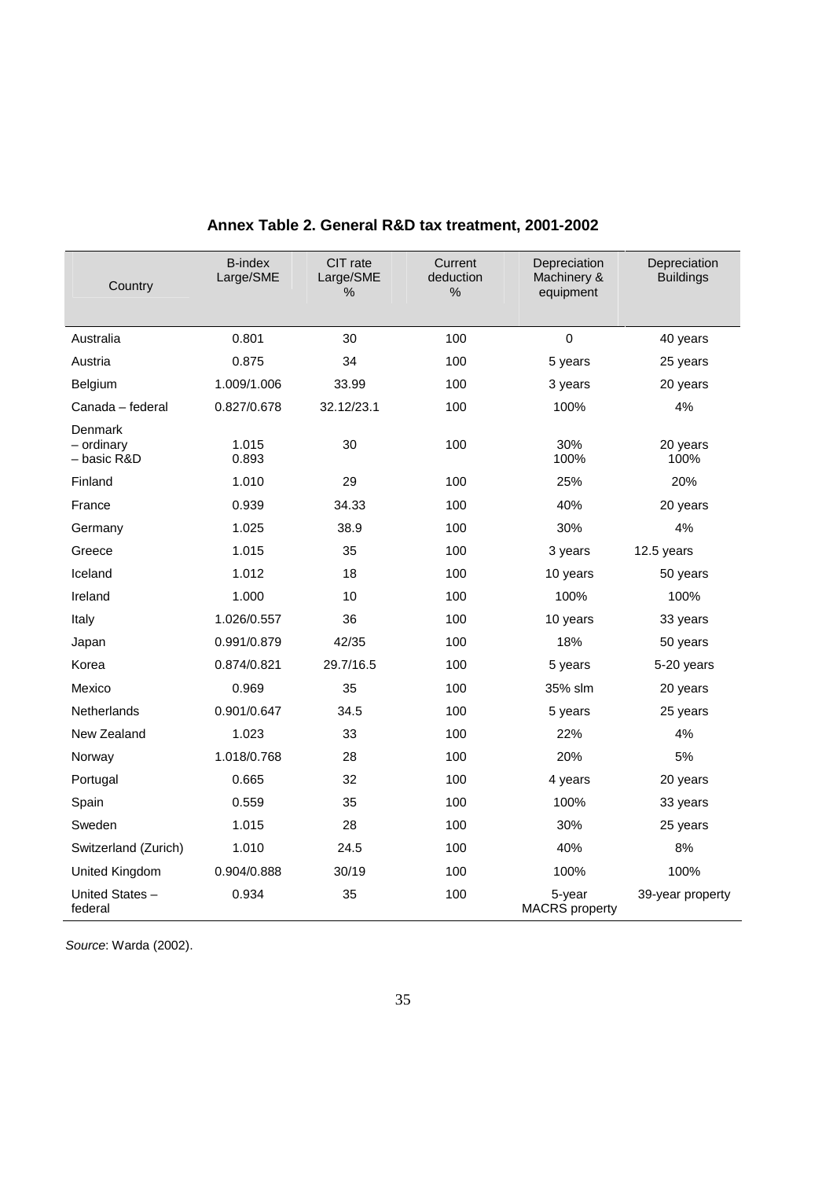**Annex Table 2. General R&D tax treatment, 2001-2002**

| Country | B-index Large/SME | CIT rate Large/SME % | Current deduction % | Depreciation Machinery & equipment | Depreciation Buildings |
|---|---|---|---|---|---|
| Australia | 0.801 | 30 | 100 | 0 | 40 years |
| Austria | 0.875 | 34 | 100 | 5 years | 25 years |
| Belgium | 1.009/1.006 | 33.99 | 100 | 3 years | 20 years |
| Canada – federal | 0.827/0.678 | 32.12/23.1 | 100 | 100% | 4% |
| Denmark<br>– ordinary<br>– basic R&D | <br>1.015<br>0.893 | 30 | 100 | <br>30%<br>100% | <br>20 years<br>100% |
| Finland | 1.010 | 29 | 100 | 25% | 20% |
| France | 0.939 | 34.33 | 100 | 40% | 20 years |
| Germany | 1.025 | 38.9 | 100 | 30% | 4% |
| Greece | 1.015 | 35 | 100 | 3 years | 12.5 years |
| Iceland | 1.012 | 18 | 100 | 10 years | 50 years |
| Ireland | 1.000 | 10 | 100 | 100% | 100% |
| Italy | 1.026/0.557 | 36 | 100 | 10 years | 33 years |
| Japan | 0.991/0.879 | 42/35 | 100 | 18% | 50 years |
| Korea | 0.874/0.821 | 29.7/16.5 | 100 | 5 years | 5-20 years |
| Mexico | 0.969 | 35 | 100 | 35% slm | 20 years |
| Netherlands | 0.901/0.647 | 34.5 | 100 | 5 years | 25 years |
| New Zealand | 1.023 | 33 | 100 | 22% | 4% |
| Norway | 1.018/0.768 | 28 | 100 | 20% | 5% |
| Portugal | 0.665 | 32 | 100 | 4 years | 20 years |
| Spain | 0.559 | 35 | 100 | 100% | 33 years |
| Sweden | 1.015 | 28 | 100 | 30% | 25 years |
| Switzerland (Zurich) | 1.010 | 24.5 | 100 | 40% | 8% |
| United Kingdom | 0.904/0.888 | 30/19 | 100 | 100% | 100% |
| United States – federal | 0.934 | 35 | 100 | 5-year MACRS property | 39-year property |

*Source*: Warda (2002).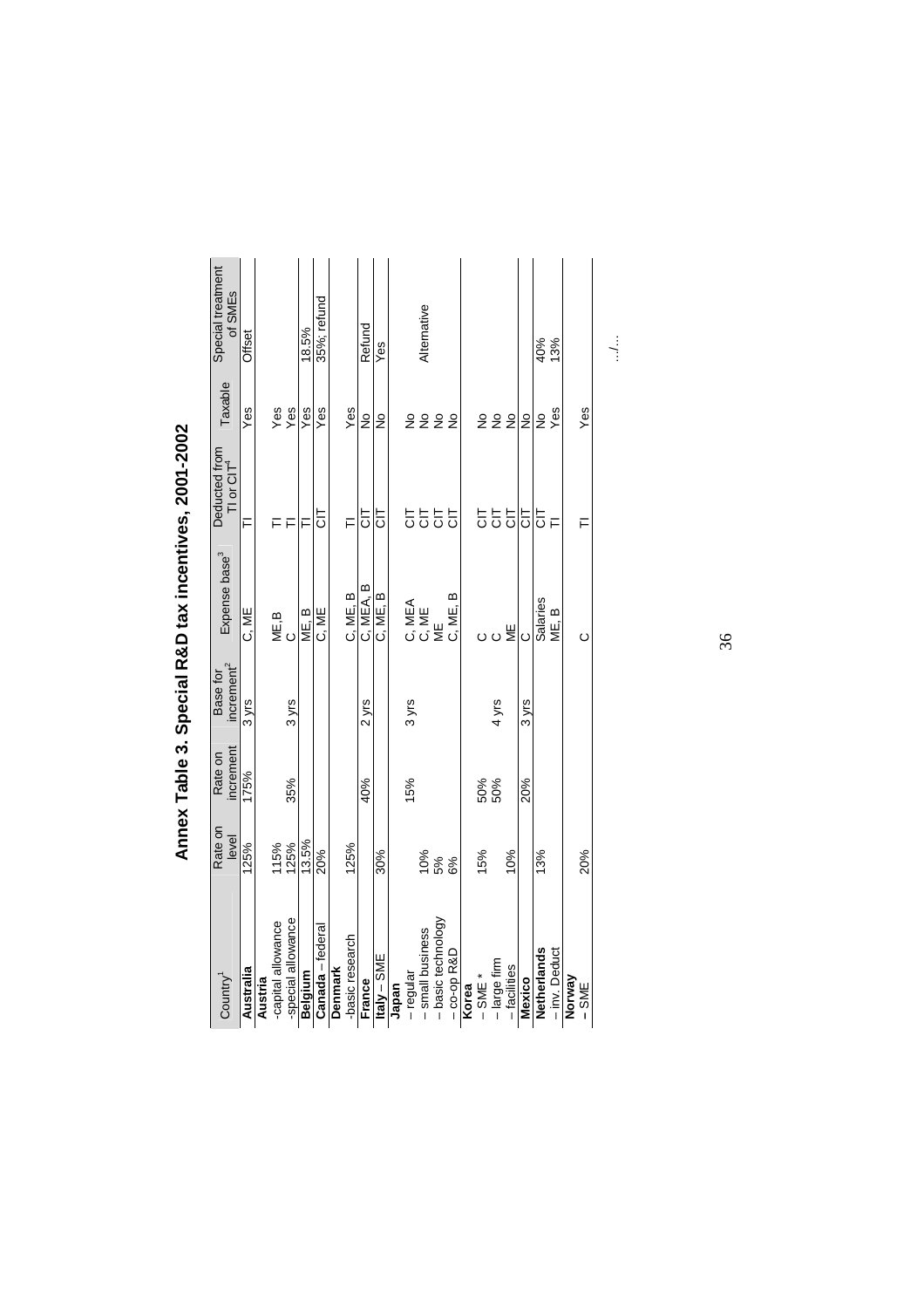# Annex Table 3. Special R&D tax incentives, 2001-2002

| Country[1] | Rate on level | Rate on increment | Base for increment[2] | Expense base[3] | Deducted from TI or CIT[4] | Taxable | Special treatment of SMEs |
|---|---|---|---|---|---|---|---|
| **Australia** | 125% | 175% | 3 yrs | C, ME | TI | Yes | Offset |
| **Austria** | | | | | | | |
| -capital allowance | 115% | | | ME,B | TI | Yes | |
| -special allowance | 125% | 35% | 3 yrs | C | TI | Yes | |
| **Belgium** | 13.5% | | | ME, B | TI | Yes | 18.5% |
| **Canada** – federal | 20% | | | C, ME | CIT | Yes | 35%; refund |
| **Denmark** | | | | | | | |
| -basic research | 125% | | | C, ME, B | TI | Yes | |
| **France** | | 40% | 2 yrs | C, MEA, B | CIT | No | Refund |
| **Italy** – SME | 30% | | | C, ME, B | CIT | No | Yes |
| **Japan** | | | | | | | |
| – regular | | 15% | 3 yrs | C, MEA | CIT | No | |
| – small business | 10% | | | C, ME | CIT | No | Alternative |
| – basic technology | 5% | | | ME | CIT | No | |
| – co-op R&D | 6% | | | C, ME, B | CIT | No | |
| **Korea** | | | | | | | |
| – SME * | 15% | 50% | | C | CIT | No | |
| – large firm | | 50% | 4 yrs | C | CIT | No | |
| – facilities | 10% | | | ME | CIT | No | |
| **Mexico** | | 20% | 3 yrs | C | CIT | No | |
| **Netherlands** | 13% | | | Salaries | CIT | No | 40% |
| – inv. Deduct | | | | ME, B | TI | Yes | 13% |
| **Norway** | | | | | | | |
| - SME | 20% | | | C | TI | Yes | |

.../...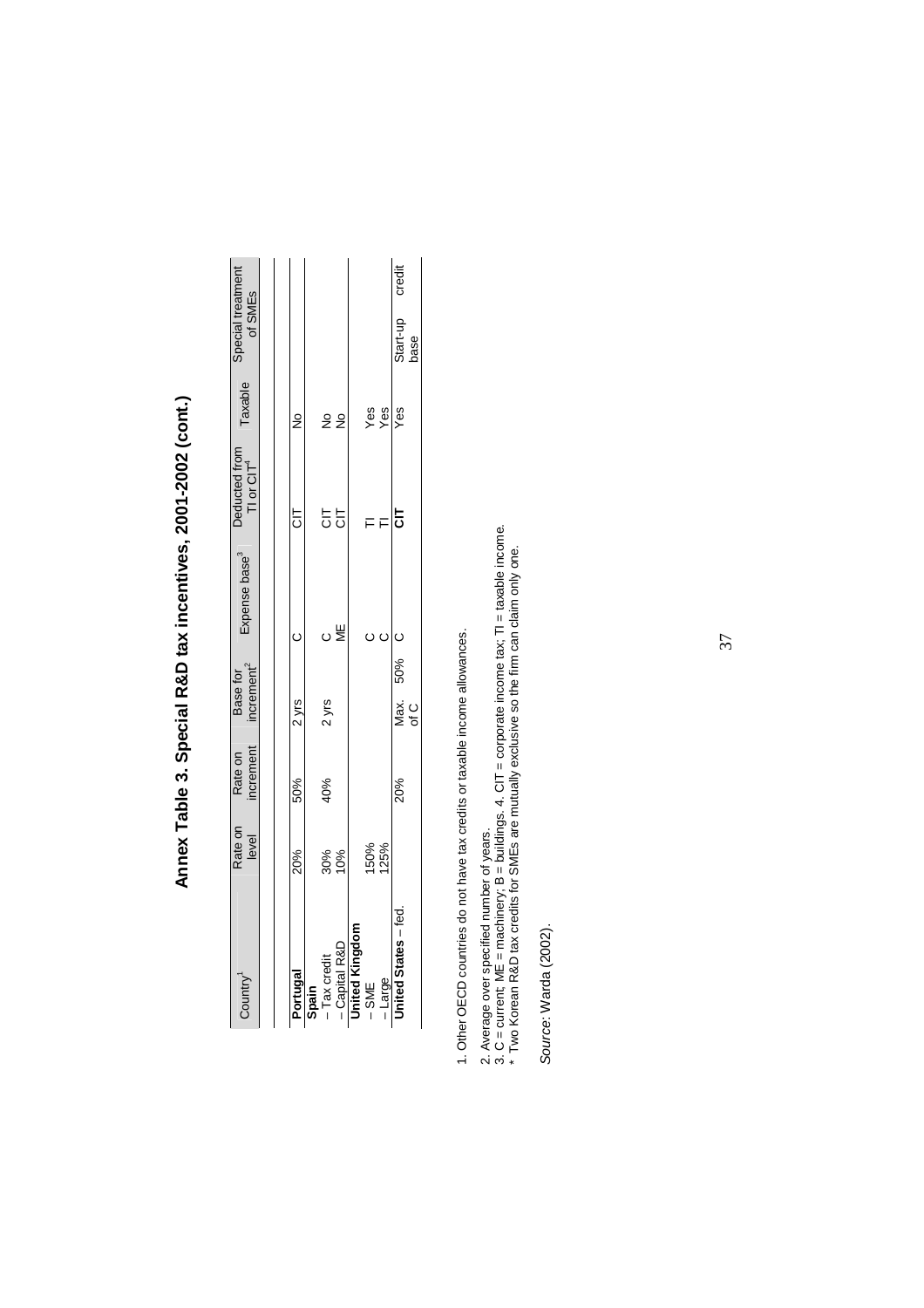# Annex Table 3. Special R&D tax incentives, 2001-2002 (cont.)

| Country[1] | Rate on level | Rate on increment | Base for increment[2] | Expense base[3] | Deducted from TI or CIT[4] | Taxable | Special treatment of SMEs |
|---|---|---|---|---|---|---|---|
| **Portugal** | 20% | 50% | 2 yrs | C | CIT | No | |
| **Spain** | | | | | | | |
| – Tax credit | 30% | 40% | 2 yrs | C | CIT | No | |
| – Capital R&D | 10% | | | ME | CIT | No | |
| **United Kingdom** | | | | | | | |
| – SME | 150% | | | C | TI | Yes | |
| – Large | 125% | | | C | TI | Yes | |
| **United States** – fed. | | 20% | Max. 50% of C | C | CIT | Yes | Start-up credit base |

1. Other OECD countries do not have tax credits or taxable income allowances.

2. Average over specified number of years.
3. C = current; ME = machinery; B = buildings. 4. CIT = corporate income tax; TI = taxable income.
\* Two Korean R&D tax credits for SMEs are mutually exclusive so the firm can claim only one.

*Source*: Warda (2002).